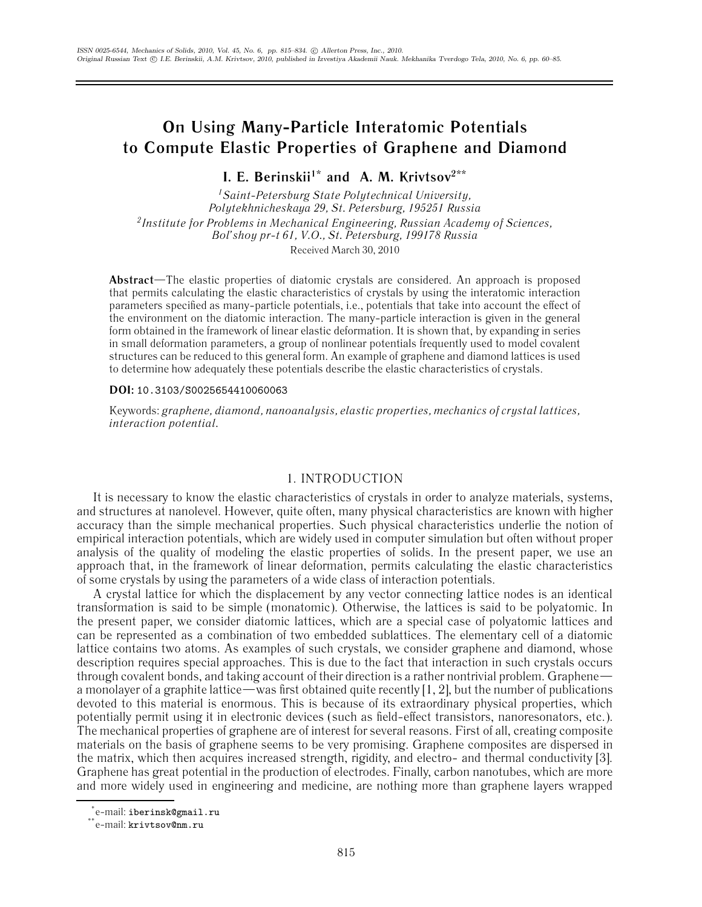# On Using Many-Particle Interatomic Potentials to Compute Elastic Properties of Graphene and Diamond

**I. E. Berinskii[1*] and A. M. Krivtsov[2**]**

[1] *Saint-Petersburg State Polytechnical University, Polytekhnicheskaya 29, St. Petersburg, 195251 Russia*

[2] *Institute for Problems in Mechanical Engineering, Russian Academy of Sciences, Bol'shoy pr-t 61, V.O., St. Petersburg, 199178 Russia*

Received March 30, 2010

**Abstract**—The elastic properties of diatomic crystals are considered. An approach is proposed that permits calculating the elastic characteristics of crystals by using the interatomic interaction parameters specified as many-particle potentials, i.e., potentials that take into account the effect of the environment on the diatomic interaction. The many-particle interaction is given in the general form obtained in the framework of linear elastic deformation. It is shown that, by expanding in series in small deformation parameters, a group of nonlinear potentials frequently used to model covalent structures can be reduced to this general form. An example of graphene and diamond lattices is used to determine how adequately these potentials describe the elastic characteristics of crystals.

**DOI:** 10.3103/S0025654410060063

Keywords: *graphene, diamond, nanoanalysis, elastic properties, mechanics of crystal lattices, interaction potential.*

## 1. INTRODUCTION

It is necessary to know the elastic characteristics of crystals in order to analyze materials, systems, and structures at nanolevel. However, quite often, many physical characteristics are known with higher accuracy than the simple mechanical properties. Such physical characteristics underlie the notion of empirical interaction potentials, which are widely used in computer simulation but often without proper analysis of the quality of modeling the elastic properties of solids. In the present paper, we use an approach that, in the framework of linear deformation, permits calculating the elastic characteristics of some crystals by using the parameters of a wide class of interaction potentials.

A crystal lattice for which the displacement by any vector connecting lattice nodes is an identical transformation is said to be simple (monatomic). Otherwise, the lattices is said to be polyatomic. In the present paper, we consider diatomic lattices, which are a special case of polyatomic lattices and can be represented as a combination of two embedded sublattices. The elementary cell of a diatomic lattice contains two atoms. As examples of such crystals, we consider graphene and diamond, whose description requires special approaches. This is due to the fact that interaction in such crystals occurs through covalent bonds, and taking account of their direction is a rather nontrivial problem. Graphene—a monolayer of a graphite lattice—was first obtained quite recently [1, 2], but the number of publications devoted to this material is enormous. This is because of its extraordinary physical properties, which potentially permit using it in electronic devices (such as field-effect transistors, nanoresonators, etc.). The mechanical properties of graphene are of interest for several reasons. First of all, creating composite materials on the basis of graphene seems to be very promising. Graphene composites are dispersed in the matrix, which then acquires increased strength, rigidity, and electro- and thermal conductivity [3]. Graphene has great potential in the production of electrodes. Finally, carbon nanotubes, which are more and more widely used in engineering and medicine, are nothing more than graphene layers wrapped

[*] e-mail: iberinsk@gmail.ru

[**] e-mail: krivtsov@nm.ru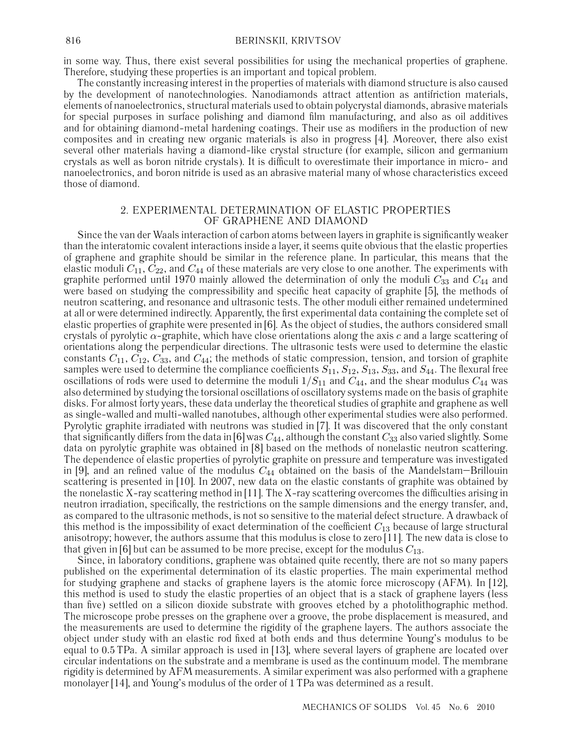in some way. Thus, there exist several possibilities for using the mechanical properties of graphene. Therefore, studying these properties is an important and topical problem.

The constantly increasing interest in the properties of materials with diamond structure is also caused by the development of nanotechnologies. Nanodiamonds attract attention as antifriction materials, elements of nanoelectronics, structural materials used to obtain polycrystal diamonds, abrasive materials for special purposes in surface polishing and diamond film manufacturing, and also as oil additives and for obtaining diamond-metal hardening coatings. Their use as modifiers in the production of new composites and in creating new organic materials is also in progress [4]. Moreover, there also exist several other materials having a diamond-like crystal structure (for example, silicon and germanium crystals as well as boron nitride crystals). It is difficult to overestimate their importance in micro- and nanoelectronics, and boron nitride is used as an abrasive material many of whose characteristics exceed those of diamond.

## 2. EXPERIMENTAL DETERMINATION OF ELASTIC PROPERTIES OF GRAPHENE AND DIAMOND

Since the van der Waals interaction of carbon atoms between layers in graphite is significantly weaker than the interatomic covalent interactions inside a layer, it seems quite obvious that the elastic properties of graphene and graphite should be similar in the reference plane. In particular, this means that the elastic moduli $C_{11}$, $C_{22}$, and $C_{44}$ of these materials are very close to one another. The experiments with graphite performed until 1970 mainly allowed the determination of only the moduli $C_{33}$ and $C_{44}$ and were based on studying the compressibility and specific heat capacity of graphite [5], the methods of neutron scattering, and resonance and ultrasonic tests. The other moduli either remained undetermined at all or were determined indirectly. Apparently, the first experimental data containing the complete set of elastic properties of graphite were presented in [6]. As the object of studies, the authors considered small crystals of pyrolytic $\alpha$-graphite, which have close orientations along the axis $c$ and a large scattering of orientations along the perpendicular directions. The ultrasonic tests were used to determine the elastic constants $C_{11}$, $C_{12}$, $C_{33}$, and $C_{44}$; the methods of static compression, tension, and torsion of graphite samples were used to determine the compliance coefficients $S_{11}$, $S_{12}$, $S_{13}$, $S_{33}$, and $S_{44}$. The flexural free oscillations of rods were used to determine the moduli $1/S_{11}$ and $C_{44}$, and the shear modulus $C_{44}$ was also determined by studying the torsional oscillations of oscillatory systems made on the basis of graphite disks. For almost forty years, these data underlay the theoretical studies of graphite and graphene as well as single-walled and multi-walled nanotubes, although other experimental studies were also performed. Pyrolytic graphite irradiated with neutrons was studied in [7]. It was discovered that the only constant that significantly differs from the data in [6] was $C_{44}$, although the constant $C_{33}$ also varied slightly. Some data on pyrolytic graphite was obtained in [8] based on the methods of nonelastic neutron scattering. The dependence of elastic properties of pyrolytic graphite on pressure and temperature was investigated in [9], and an refined value of the modulus $C_{44}$ obtained on the basis of the Mandelstam–Brillouin scattering is presented in [10]. In 2007, new data on the elastic constants of graphite was obtained by the nonelastic X-ray scattering method in [11]. The X-ray scattering overcomes the difficulties arising in neutron irradiation, specifically, the restrictions on the sample dimensions and the energy transfer, and, as compared to the ultrasonic methods, is not so sensitive to the material defect structure. A drawback of this method is the impossibility of exact determination of the coefficient $C_{13}$ because of large structural anisotropy; however, the authors assume that this modulus is close to zero [11]. The new data is close to that given in [6] but can be assumed to be more precise, except for the modulus $C_{13}$.

Since, in laboratory conditions, graphene was obtained quite recently, there are not so many papers published on the experimental determination of its elastic properties. The main experimental method for studying graphene and stacks of graphene layers is the atomic force microscopy (AFM). In [12], this method is used to study the elastic properties of an object that is a stack of graphene layers (less than five) settled on a silicon dioxide substrate with grooves etched by a photolithographic method. The microscope probe presses on the graphene over a groove, the probe displacement is measured, and the measurements are used to determine the rigidity of the graphene layers. The authors associate the object under study with an elastic rod fixed at both ends and thus determine Young's modulus to be equal to 0.5 TPa. A similar approach is used in [13], where several layers of graphene are located over circular indentations on the substrate and a membrane is used as the continuum model. The membrane rigidity is determined by AFM measurements. A similar experiment was also performed with a graphene monolayer [14], and Young's modulus of the order of 1 TPa was determined as a result.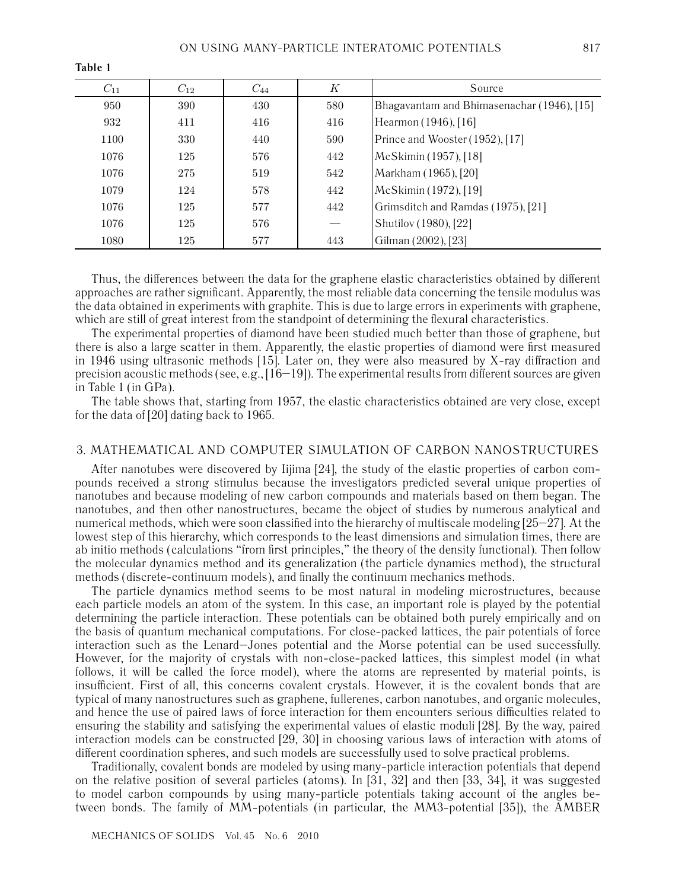**Table 1**

| $C_{11}$ | $C_{12}$ | $C_{44}$ | $K$ | Source |
|---|---|---|---|---|
| 950 | 390 | 430 | 580 | Bhagavantam and Bhimasenachar (1946), [15] |
| 932 | 411 | 416 | 416 | Hearmon (1946), [16] |
| 1100 | 330 | 440 | 590 | Prince and Wooster (1952), [17] |
| 1076 | 125 | 576 | 442 | McSkimin (1957), [18] |
| 1076 | 275 | 519 | 542 | Markham (1965), [20] |
| 1079 | 124 | 578 | 442 | McSkimin (1972), [19] |
| 1076 | 125 | 577 | 442 | Grimsditch and Ramdas (1975), [21] |
| 1076 | 125 | 576 | — | Shutilov (1980), [22] |
| 1080 | 125 | 577 | 443 | Gilman (2002), [23] |

Thus, the differences between the data for the graphene elastic characteristics obtained by different approaches are rather significant. Apparently, the most reliable data concerning the tensile modulus was the data obtained in experiments with graphite. This is due to large errors in experiments with graphene, which are still of great interest from the standpoint of determining the flexural characteristics.

The experimental properties of diamond have been studied much better than those of graphene, but there is also a large scatter in them. Apparently, the elastic properties of diamond were first measured in 1946 using ultrasonic methods [15]. Later on, they were also measured by X-ray diffraction and precision acoustic methods (see, e.g., [16–19]). The experimental results from different sources are given in Table 1 (in GPa).

The table shows that, starting from 1957, the elastic characteristics obtained are very close, except for the data of [20] dating back to 1965.

## 3. MATHEMATICAL AND COMPUTER SIMULATION OF CARBON NANOSTRUCTURES

After nanotubes were discovered by Iijima [24], the study of the elastic properties of carbon compounds received a strong stimulus because the investigators predicted several unique properties of nanotubes and because modeling of new carbon compounds and materials based on them began. The nanotubes, and then other nanostructures, became the object of studies by numerous analytical and numerical methods, which were soon classified into the hierarchy of multiscale modeling [25–27]. At the lowest step of this hierarchy, which corresponds to the least dimensions and simulation times, there are ab initio methods (calculations "from first principles," the theory of the density functional). Then follow the molecular dynamics method and its generalization (the particle dynamics method), the structural methods (discrete-continuum models), and finally the continuum mechanics methods.

The particle dynamics method seems to be most natural in modeling microstructures, because each particle models an atom of the system. In this case, an important role is played by the potential determining the particle interaction. These potentials can be obtained both purely empirically and on the basis of quantum mechanical computations. For close-packed lattices, the pair potentials of force interaction such as the Lenard–Jones potential and the Morse potential can be used successfully. However, for the majority of crystals with non-close-packed lattices, this simplest model (in what follows, it will be called the force model), where the atoms are represented by material points, is insufficient. First of all, this concerns covalent crystals. However, it is the covalent bonds that are typical of many nanostructures such as graphene, fullerenes, carbon nanotubes, and organic molecules, and hence the use of paired laws of force interaction for them encounters serious difficulties related to ensuring the stability and satisfying the experimental values of elastic moduli [28]. By the way, paired interaction models can be constructed [29, 30] in choosing various laws of interaction with atoms of different coordination spheres, and such models are successfully used to solve practical problems.

Traditionally, covalent bonds are modeled by using many-particle interaction potentials that depend on the relative position of several particles (atoms). In [31, 32] and then [33, 34], it was suggested to model carbon compounds by using many-particle potentials taking account of the angles between bonds. The family of MM-potentials (in particular, the MM3-potential [35]), the AMBER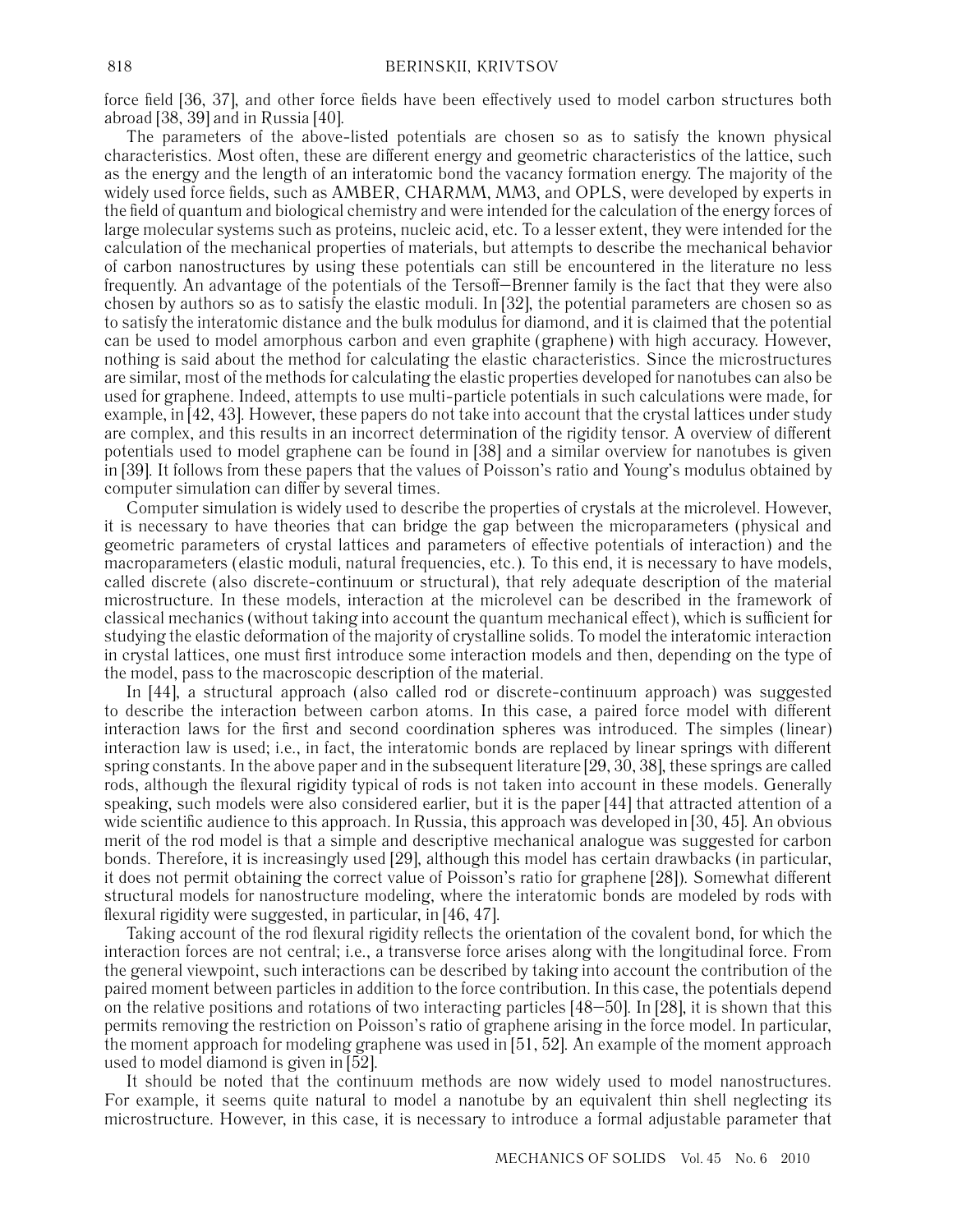force field [36, 37], and other force fields have been effectively used to model carbon structures both abroad [38, 39] and in Russia [40].

The parameters of the above-listed potentials are chosen so as to satisfy the known physical characteristics. Most often, these are different energy and geometric characteristics of the lattice, such as the energy and the length of an interatomic bond the vacancy formation energy. The majority of the widely used force fields, such as AMBER, CHARMM, MM3, and OPLS, were developed by experts in the field of quantum and biological chemistry and were intended for the calculation of the energy forces of large molecular systems such as proteins, nucleic acid, etc. To a lesser extent, they were intended for the calculation of the mechanical properties of materials, but attempts to describe the mechanical behavior of carbon nanostructures by using these potentials can still be encountered in the literature no less frequently. An advantage of the potentials of the Tersoff–Brenner family is the fact that they were also chosen by authors so as to satisfy the elastic moduli. In [32], the potential parameters are chosen so as to satisfy the interatomic distance and the bulk modulus for diamond, and it is claimed that the potential can be used to model amorphous carbon and even graphite (graphene) with high accuracy. However, nothing is said about the method for calculating the elastic characteristics. Since the microstructures are similar, most of the methods for calculating the elastic properties developed for nanotubes can also be used for graphene. Indeed, attempts to use multi-particle potentials in such calculations were made, for example, in [42, 43]. However, these papers do not take into account that the crystal lattices under study are complex, and this results in an incorrect determination of the rigidity tensor. A overview of different potentials used to model graphene can be found in [38] and a similar overview for nanotubes is given in [39]. It follows from these papers that the values of Poisson's ratio and Young's modulus obtained by computer simulation can differ by several times.

Computer simulation is widely used to describe the properties of crystals at the microlevel. However, it is necessary to have theories that can bridge the gap between the microparameters (physical and geometric parameters of crystal lattices and parameters of effective potentials of interaction) and the macroparameters (elastic moduli, natural frequencies, etc.). To this end, it is necessary to have models, called discrete (also discrete-continuum or structural), that rely adequate description of the material microstructure. In these models, interaction at the microlevel can be described in the framework of classical mechanics (without taking into account the quantum mechanical effect), which is sufficient for studying the elastic deformation of the majority of crystalline solids. To model the interatomic interaction in crystal lattices, one must first introduce some interaction models and then, depending on the type of the model, pass to the macroscopic description of the material.

In [44], a structural approach (also called rod or discrete-continuum approach) was suggested to describe the interaction between carbon atoms. In this case, a paired force model with different interaction laws for the first and second coordination spheres was introduced. The simples (linear) interaction law is used; i.e., in fact, the interatomic bonds are replaced by linear springs with different spring constants. In the above paper and in the subsequent literature [29, 30, 38], these springs are called rods, although the flexural rigidity typical of rods is not taken into account in these models. Generally speaking, such models were also considered earlier, but it is the paper [44] that attracted attention of a wide scientific audience to this approach. In Russia, this approach was developed in [30, 45]. An obvious merit of the rod model is that a simple and descriptive mechanical analogue was suggested for carbon bonds. Therefore, it is increasingly used [29], although this model has certain drawbacks (in particular, it does not permit obtaining the correct value of Poisson's ratio for graphene [28]). Somewhat different structural models for nanostructure modeling, where the interatomic bonds are modeled by rods with flexural rigidity were suggested, in particular, in [46, 47].

Taking account of the rod flexural rigidity reflects the orientation of the covalent bond, for which the interaction forces are not central; i.e., a transverse force arises along with the longitudinal force. From the general viewpoint, such interactions can be described by taking into account the contribution of the paired moment between particles in addition to the force contribution. In this case, the potentials depend on the relative positions and rotations of two interacting particles [48–50]. In [28], it is shown that this permits removing the restriction on Poisson's ratio of graphene arising in the force model. In particular, the moment approach for modeling graphene was used in [51, 52]. An example of the moment approach used to model diamond is given in [52].

It should be noted that the continuum methods are now widely used to model nanostructures. For example, it seems quite natural to model a nanotube by an equivalent thin shell neglecting its microstructure. However, in this case, it is necessary to introduce a formal adjustable parameter that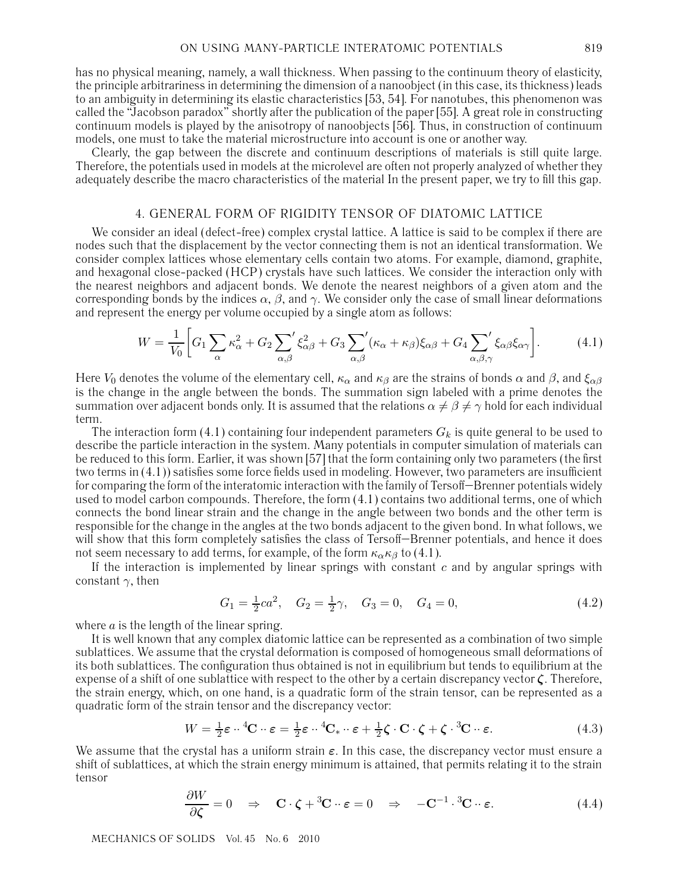has no physical meaning, namely, a wall thickness. When passing to the continuum theory of elasticity, the principle arbitrariness in determining the dimension of a nanoobject (in this case, its thickness) leads to an ambiguity in determining its elastic characteristics [53, 54]. For nanotubes, this phenomenon was called the "Jacobson paradox" shortly after the publication of the paper [55]. A great role in constructing continuum models is played by the anisotropy of nanoobjects [56]. Thus, in construction of continuum models, one must to take the material microstructure into account is one or another way.

Clearly, the gap between the discrete and continuum descriptions of materials is still quite large. Therefore, the potentials used in models at the microlevel are often not properly analyzed of whether they adequately describe the macro characteristics of the material In the present paper, we try to fill this gap.

## 4. GENERAL FORM OF RIGIDITY TENSOR OF DIATOMIC LATTICE

We consider an ideal (defect-free) complex crystal lattice. A lattice is said to be complex if there are nodes such that the displacement by the vector connecting them is not an identical transformation. We consider complex lattices whose elementary cells contain two atoms. For example, diamond, graphite, and hexagonal close-packed (HCP) crystals have such lattices. We consider the interaction only with the nearest neighbors and adjacent bonds. We denote the nearest neighbors of a given atom and the corresponding bonds by the indices $\alpha$, $\beta$, and $\gamma$. We consider only the case of small linear deformations and represent the energy per volume occupied by a single atom as follows:

$$W = \frac{1}{V_0}\bigg[G_1 \sum_{\alpha} \kappa_\alpha^2 + G_2 \sum_{\alpha,\beta}{}' \xi_{\alpha\beta}^2 + G_3 \sum_{\alpha,\beta}{}' (\kappa_\alpha + \kappa_\beta)\xi_{\alpha\beta} + G_4 \sum_{\alpha,\beta,\gamma}{}' \xi_{\alpha\beta}\xi_{\alpha\gamma}\bigg]. \tag{4.1}$$

Here $V_0$ denotes the volume of the elementary cell, $\kappa_\alpha$ and $\kappa_\beta$ are the strains of bonds $\alpha$ and $\beta$, and $\xi_{\alpha\beta}$ is the change in the angle between the bonds. The summation sign labeled with a prime denotes the summation over adjacent bonds only. It is assumed that the relations $\alpha \neq \beta \neq \gamma$ hold for each individual term.

The interaction form (4.1) containing four independent parameters $G_k$ is quite general to be used to describe the particle interaction in the system. Many potentials in computer simulation of materials can be reduced to this form. Earlier, it was shown [57] that the form containing only two parameters (the first two terms in (4.1)) satisfies some force fields used in modeling. However, two parameters are insufficient for comparing the form of the interatomic interaction with the family of Tersoff–Brenner potentials widely used to model carbon compounds. Therefore, the form (4.1) contains two additional terms, one of which connects the bond linear strain and the change in the angle between two bonds and the other term is responsible for the change in the angles at the two bonds adjacent to the given bond. In what follows, we will show that this form completely satisfies the class of Tersoff–Brenner potentials, and hence it does not seem necessary to add terms, for example, of the form $\kappa_\alpha\kappa_\beta$ to (4.1).

If the interaction is implemented by linear springs with constant $c$ and by angular springs with constant $\gamma$, then

$$G_1 = \tfrac{1}{2}ca^2, \quad G_2 = \tfrac{1}{2}\gamma, \quad G_3 = 0, \quad G_4 = 0, \tag{4.2}$$

where $a$ is the length of the linear spring.

It is well known that any complex diatomic lattice can be represented as a combination of two simple sublattices. We assume that the crystal deformation is composed of homogeneous small deformations of its both sublattices. The configuration thus obtained is not in equilibrium but tends to equilibrium at the expense of a shift of one sublattice with respect to the other by a certain discrepancy vector $\boldsymbol{\zeta}$. Therefore, the strain energy, which, on one hand, is a quadratic form of the strain tensor, can be represented as a quadratic form of the strain tensor and the discrepancy vector:

$$W = \tfrac{1}{2}\boldsymbol{\varepsilon}\cdot\cdot\,{}^4\mathbf{C}\cdot\cdot\,\boldsymbol{\varepsilon} = \tfrac{1}{2}\boldsymbol{\varepsilon}\cdot\cdot\,{}^4\mathbf{C}_*\cdot\cdot\,\boldsymbol{\varepsilon} + \tfrac{1}{2}\boldsymbol{\zeta}\cdot\mathbf{C}\cdot\boldsymbol{\zeta} + \boldsymbol{\zeta}\cdot{}^3\mathbf{C}\cdot\cdot\,\boldsymbol{\varepsilon}. \tag{4.3}$$

We assume that the crystal has a uniform strain $\boldsymbol{\varepsilon}$. In this case, the discrepancy vector must ensure a shift of sublattices, at which the strain energy minimum is attained, that permits relating it to the strain tensor

$$\frac{\partial W}{\partial \boldsymbol{\zeta}} = 0 \quad \Rightarrow \quad \mathbf{C}\cdot\boldsymbol{\zeta} + {}^3\mathbf{C}\cdot\cdot\,\boldsymbol{\varepsilon} = 0 \quad \Rightarrow \quad -\mathbf{C}^{-1}\cdot{}^3\mathbf{C}\cdot\cdot\,\boldsymbol{\varepsilon}. \tag{4.4}$$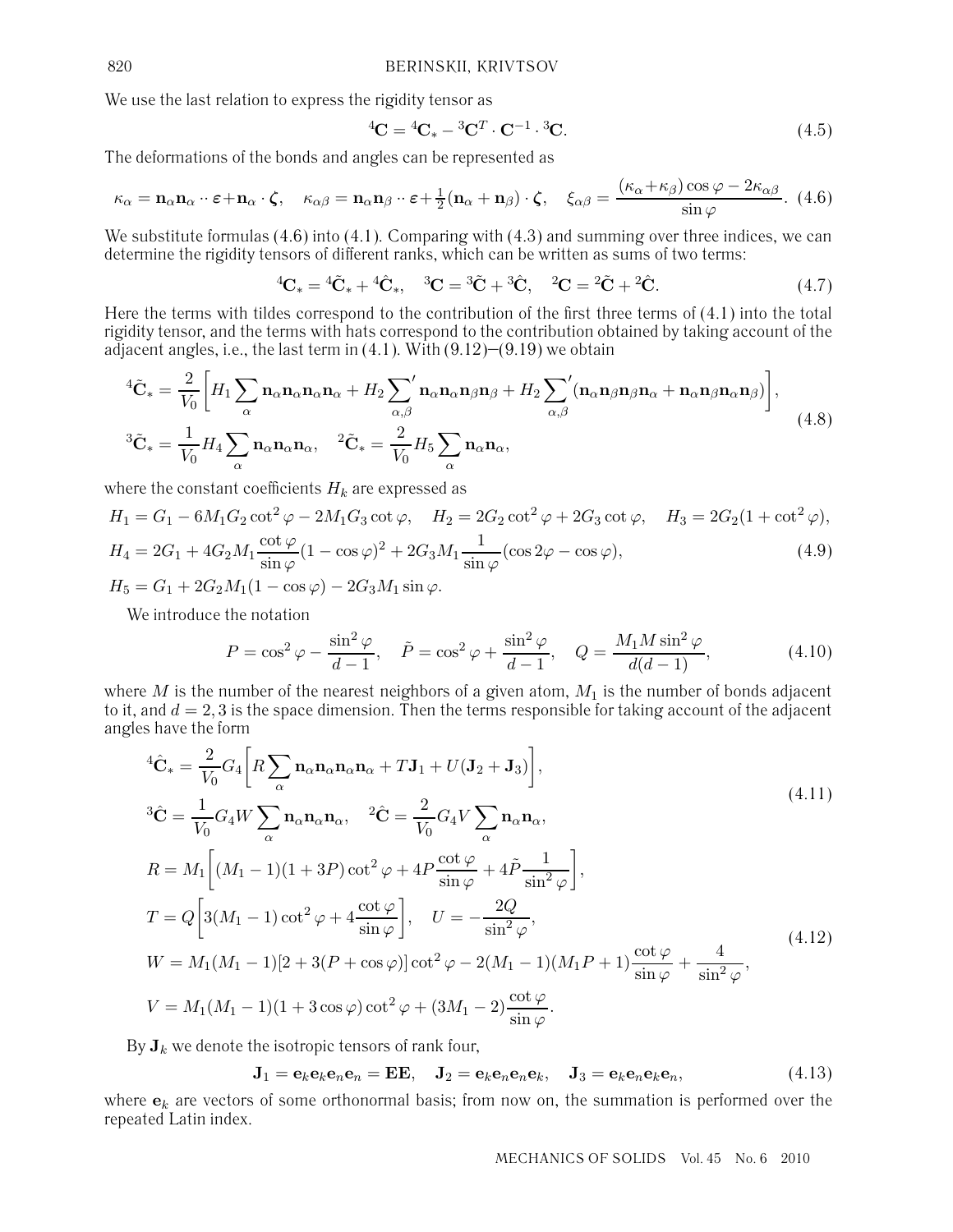We use the last relation to express the rigidity tensor as

$$
{}^4\mathbf{C} = {}^4\mathbf{C}_* - {}^3\mathbf{C}^T \cdot \mathbf{C}^{-1} \cdot {}^3\mathbf{C}. \tag{4.5}
$$

The deformations of the bonds and angles can be represented as

$$
\kappa_\alpha = \mathbf{n}_\alpha\mathbf{n}_\alpha \cdot\cdot\, \boldsymbol{\varepsilon} + \mathbf{n}_\alpha \cdot \boldsymbol{\zeta}, \quad \kappa_{\alpha\beta} = \mathbf{n}_\alpha\mathbf{n}_\beta \cdot\cdot\, \boldsymbol{\varepsilon} + \tfrac{1}{2}(\mathbf{n}_\alpha + \mathbf{n}_\beta) \cdot \boldsymbol{\zeta}, \quad \xi_{\alpha\beta} = \frac{(\kappa_\alpha + \kappa_\beta)\cos\varphi - 2\kappa_{\alpha\beta}}{\sin\varphi}. \tag{4.6}
$$

We substitute formulas (4.6) into (4.1). Comparing with (4.3) and summing over three indices, we can determine the rigidity tensors of different ranks, which can be written as sums of two terms:

$$
{}^4\mathbf{C}_* = {}^4\tilde{\mathbf{C}}_* + {}^4\hat{\mathbf{C}}_*, \quad {}^3\mathbf{C} = {}^3\tilde{\mathbf{C}} + {}^3\hat{\mathbf{C}}, \quad {}^2\mathbf{C} = {}^2\tilde{\mathbf{C}} + {}^2\hat{\mathbf{C}}. \tag{4.7}
$$

Here the terms with tildes correspond to the contribution of the first three terms of (4.1) into the total rigidity tensor, and the terms with hats correspond to the contribution obtained by taking account of the adjacent angles, i.e., the last term in (4.1). With (9.12)–(9.19) we obtain

$$
\begin{aligned}
{}^4\tilde{\mathbf{C}}_* &= \frac{2}{V_0}\left[H_1 \sum_\alpha \mathbf{n}_\alpha\mathbf{n}_\alpha\mathbf{n}_\alpha\mathbf{n}_\alpha + H_2 {\sum_{\alpha,\beta}}' \mathbf{n}_\alpha\mathbf{n}_\alpha\mathbf{n}_\beta\mathbf{n}_\beta + H_2 {\sum_{\alpha,\beta}}' (\mathbf{n}_\alpha\mathbf{n}_\beta\mathbf{n}_\beta\mathbf{n}_\alpha + \mathbf{n}_\alpha\mathbf{n}_\beta\mathbf{n}_\alpha\mathbf{n}_\beta)\right], \\
{}^3\tilde{\mathbf{C}}_* &= \frac{1}{V_0} H_4 \sum_\alpha \mathbf{n}_\alpha\mathbf{n}_\alpha\mathbf{n}_\alpha, \quad {}^2\tilde{\mathbf{C}}_* = \frac{2}{V_0} H_5 \sum_\alpha \mathbf{n}_\alpha\mathbf{n}_\alpha,
\end{aligned} \tag{4.8}
$$

where the constant coefficients $H_k$ are expressed as

$$
\begin{aligned}
&H_1 = G_1 - 6M_1G_2\cot^2\varphi - 2M_1G_3\cot\varphi, \quad H_2 = 2G_2\cot^2\varphi + 2G_3\cot\varphi, \quad H_3 = 2G_2(1 + \cot^2\varphi), \\
&H_4 = 2G_1 + 4G_2M_1\frac{\cot\varphi}{\sin\varphi}(1 - \cos\varphi)^2 + 2G_3M_1\frac{1}{\sin\varphi}(\cos 2\varphi - \cos\varphi), \\
&H_5 = G_1 + 2G_2M_1(1 - \cos\varphi) - 2G_3M_1\sin\varphi.
\end{aligned} \tag{4.9}
$$

We introduce the notation

$$
P = \cos^2\varphi - \frac{\sin^2\varphi}{d-1}, \quad \tilde{P} = \cos^2\varphi + \frac{\sin^2\varphi}{d-1}, \quad Q = \frac{M_1 M \sin^2\varphi}{d(d-1)}, \tag{4.10}
$$

where $M$ is the number of the nearest neighbors of a given atom, $M_1$ is the number of bonds adjacent to it, and $d = 2, 3$ is the space dimension. Then the terms responsible for taking account of the adjacent angles have the form

$$
\begin{aligned}
{}^4\hat{\mathbf{C}}_* &= \frac{2}{V_0} G_4 \left[R \sum_\alpha \mathbf{n}_\alpha\mathbf{n}_\alpha\mathbf{n}_\alpha\mathbf{n}_\alpha + T\mathbf{J}_1 + U(\mathbf{J}_2 + \mathbf{J}_3)\right], \\
{}^3\hat{\mathbf{C}} &= \frac{1}{V_0} G_4 W \sum_\alpha \mathbf{n}_\alpha\mathbf{n}_\alpha\mathbf{n}_\alpha, \quad {}^2\hat{\mathbf{C}} = \frac{2}{V_0} G_4 V \sum_\alpha \mathbf{n}_\alpha\mathbf{n}_\alpha,
\end{aligned} \tag{4.11}
$$

$$
\begin{aligned}
R &= M_1\left[(M_1 - 1)(1 + 3P)\cot^2\varphi + 4P\frac{\cot\varphi}{\sin\varphi} + 4\tilde{P}\frac{1}{\sin^2\varphi}\right], \\
T &= Q\left[3(M_1 - 1)\cot^2\varphi + 4\frac{\cot\varphi}{\sin\varphi}\right], \quad U = -\frac{2Q}{\sin^2\varphi}, \\
W &= M_1(M_1 - 1)[2 + 3(P + \cos\varphi)]\cot^2\varphi - 2(M_1 - 1)(M_1P + 1)\frac{\cot\varphi}{\sin\varphi} + \frac{4}{\sin^2\varphi}, \\
V &= M_1(M_1 - 1)(1 + 3\cos\varphi)\cot^2\varphi + (3M_1 - 2)\frac{\cot\varphi}{\sin\varphi}.
\end{aligned} \tag{4.12}
$$

By $\mathbf{J}_k$ we denote the isotropic tensors of rank four,

$$
\mathbf{J}_1 = \mathbf{e}_k\mathbf{e}_k\mathbf{e}_n\mathbf{e}_n = \mathbf{E}\mathbf{E}, \quad \mathbf{J}_2 = \mathbf{e}_k\mathbf{e}_n\mathbf{e}_n\mathbf{e}_k, \quad \mathbf{J}_3 = \mathbf{e}_k\mathbf{e}_n\mathbf{e}_k\mathbf{e}_n, \tag{4.13}
$$

where $\mathbf{e}_k$ are vectors of some orthonormal basis; from now on, the summation is performed over the repeated Latin index.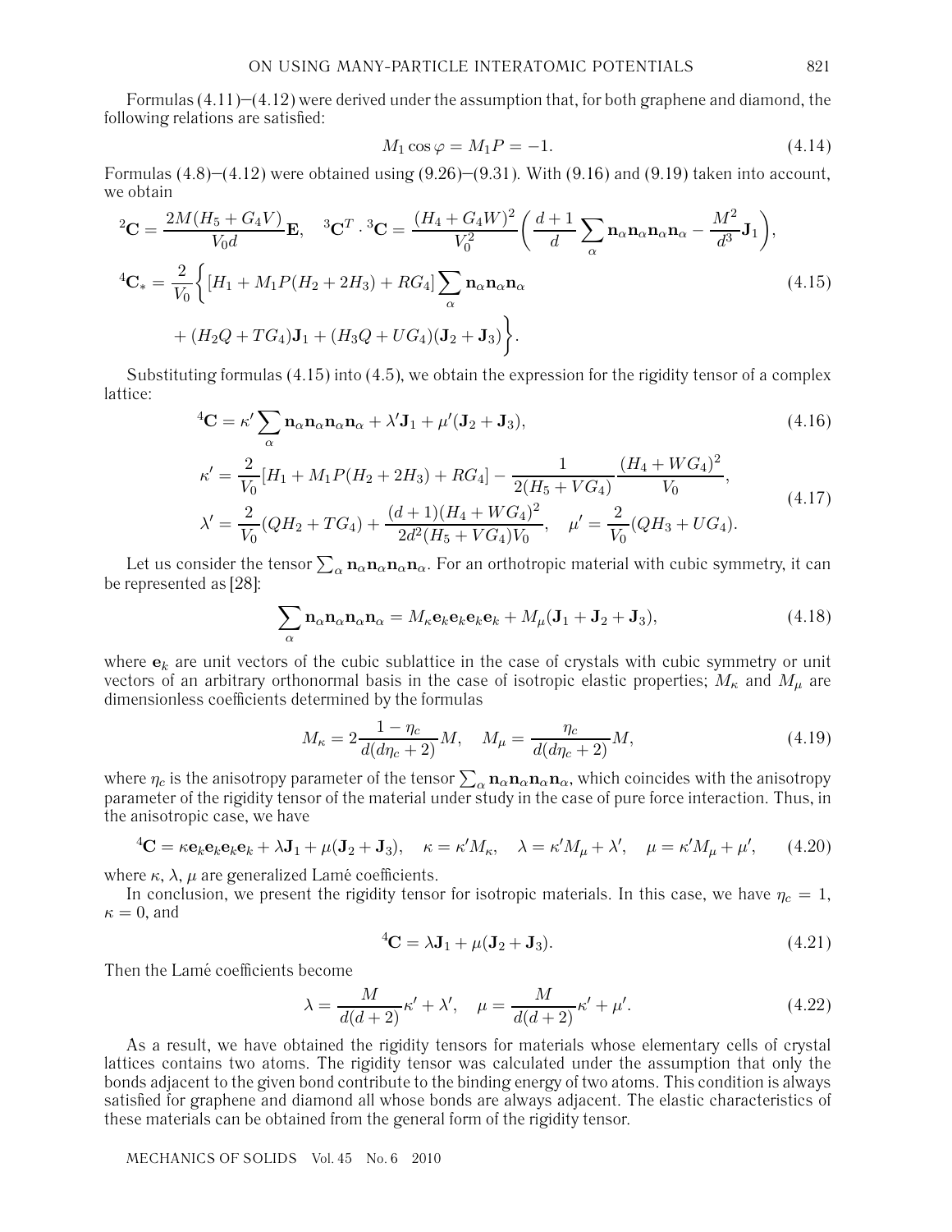Formulas (4.11)–(4.12) were derived under the assumption that, for both graphene and diamond, the following relations are satisfied:

$$M_1 \cos\varphi = M_1 P = -1. \tag{4.14}$$

Formulas (4.8)–(4.12) were obtained using (9.26)–(9.31). With (9.16) and (9.19) taken into account, we obtain

$$\begin{aligned}
&{}^2\mathbf{C} = \frac{2M(H_5 + G_4 V)}{V_0 d}\mathbf{E}, \quad {}^3\mathbf{C}^T \cdot {}^3\mathbf{C} = \frac{(H_4 + G_4 W)^2}{V_0^2}\bigg(\frac{d+1}{d}\sum_\alpha \mathbf{n}_\alpha\mathbf{n}_\alpha\mathbf{n}_\alpha\mathbf{n}_\alpha - \frac{M^2}{d^3}\mathbf{J}_1\bigg),\\
&{}^4\mathbf{C}_* = \frac{2}{V_0}\bigg\{[H_1 + M_1 P(H_2 + 2H_3) + RG_4]\sum_\alpha \mathbf{n}_\alpha\mathbf{n}_\alpha\mathbf{n}_\alpha \\
&\qquad + (H_2 Q + TG_4)\mathbf{J}_1 + (H_3 Q + UG_4)(\mathbf{J}_2 + \mathbf{J}_3)\bigg\}.
\end{aligned} \tag{4.15}$$

Substituting formulas (4.15) into (4.5), we obtain the expression for the rigidity tensor of a complex lattice:

$${}^4\mathbf{C} = \kappa' \sum_\alpha \mathbf{n}_\alpha\mathbf{n}_\alpha\mathbf{n}_\alpha\mathbf{n}_\alpha + \lambda'\mathbf{J}_1 + \mu'(\mathbf{J}_2 + \mathbf{J}_3), \tag{4.16}$$

$$\begin{aligned}
&\kappa' = \frac{2}{V_0}[H_1 + M_1 P(H_2 + 2H_3) + RG_4] - \frac{1}{2(H_5 + VG_4)}\frac{(H_4 + WG_4)^2}{V_0},\\
&\lambda' = \frac{2}{V_0}(QH_2 + TG_4) + \frac{(d+1)(H_4 + WG_4)^2}{2d^2(H_5 + VG_4)V_0}, \quad \mu' = \frac{2}{V_0}(QH_3 + UG_4).
\end{aligned} \tag{4.17}$$

Let us consider the tensor $\sum_\alpha \mathbf{n}_\alpha\mathbf{n}_\alpha\mathbf{n}_\alpha\mathbf{n}_\alpha$. For an orthotropic material with cubic symmetry, it can be represented as [28]:

$$\sum_\alpha \mathbf{n}_\alpha\mathbf{n}_\alpha\mathbf{n}_\alpha\mathbf{n}_\alpha = M_\kappa \mathbf{e}_k\mathbf{e}_k\mathbf{e}_k\mathbf{e}_k + M_\mu(\mathbf{J}_1 + \mathbf{J}_2 + \mathbf{J}_3), \tag{4.18}$$

where $\mathbf{e}_k$ are unit vectors of the cubic sublattice in the case of crystals with cubic symmetry or unit vectors of an arbitrary orthonormal basis in the case of isotropic elastic properties; $M_\kappa$ and $M_\mu$ are dimensionless coefficients determined by the formulas

$$M_\kappa = 2\frac{1-\eta_c}{d(d\eta_c + 2)}M, \quad M_\mu = \frac{\eta_c}{d(d\eta_c + 2)}M, \tag{4.19}$$

where $\eta_c$ is the anisotropy parameter of the tensor $\sum_\alpha \mathbf{n}_\alpha\mathbf{n}_\alpha\mathbf{n}_\alpha\mathbf{n}_\alpha$, which coincides with the anisotropy parameter of the rigidity tensor of the material under study in the case of pure force interaction. Thus, in the anisotropic case, we have

$${}^4\mathbf{C} = \kappa\mathbf{e}_k\mathbf{e}_k\mathbf{e}_k\mathbf{e}_k + \lambda\mathbf{J}_1 + \mu(\mathbf{J}_2 + \mathbf{J}_3), \quad \kappa = \kappa' M_\kappa, \quad \lambda = \kappa' M_\mu + \lambda', \quad \mu = \kappa' M_\mu + \mu', \tag{4.20}$$

where $\kappa$, $\lambda$, $\mu$ are generalized Lamé coefficients.

In conclusion, we present the rigidity tensor for isotropic materials. In this case, we have $\eta_c = 1$, $\kappa = 0$, and

$${}^4\mathbf{C} = \lambda\mathbf{J}_1 + \mu(\mathbf{J}_2 + \mathbf{J}_3). \tag{4.21}$$

Then the Lamé coefficients become

$$\lambda = \frac{M}{d(d+2)}\kappa' + \lambda', \quad \mu = \frac{M}{d(d+2)}\kappa' + \mu'. \tag{4.22}$$

As a result, we have obtained the rigidity tensors for materials whose elementary cells of crystal lattices contains two atoms. The rigidity tensor was calculated under the assumption that only the bonds adjacent to the given bond contribute to the binding energy of two atoms. This condition is always satisfied for graphene and diamond all whose bonds are always adjacent. The elastic characteristics of these materials can be obtained from the general form of the rigidity tensor.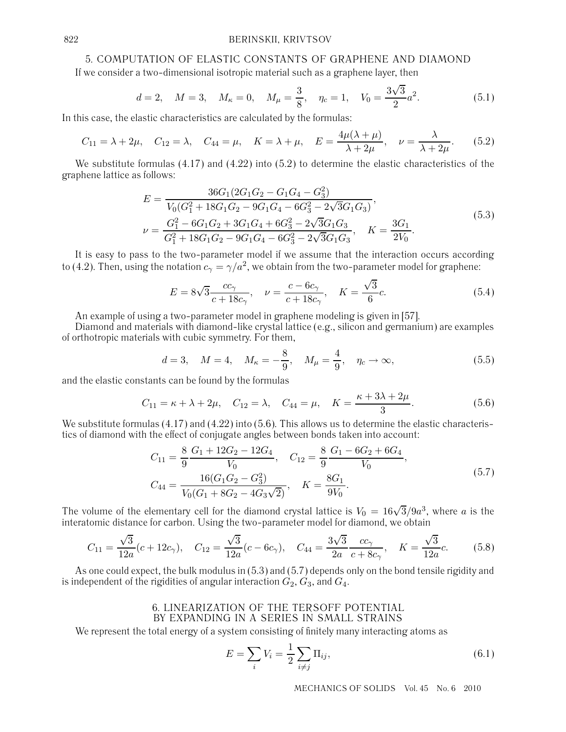## 5. COMPUTATION OF ELASTIC CONSTANTS OF GRAPHENE AND DIAMOND

If we consider a two-dimensional isotropic material such as a graphene layer, then

$$d = 2, \quad M = 3, \quad M_\kappa = 0, \quad M_\mu = \frac{3}{8}, \quad \eta_c = 1, \quad V_0 = \frac{3\sqrt{3}}{2}a^2. \tag{5.1}$$

In this case, the elastic characteristics are calculated by the formulas:

$$C_{11} = \lambda + 2\mu, \quad C_{12} = \lambda, \quad C_{44} = \mu, \quad K = \lambda + \mu, \quad E = \frac{4\mu(\lambda + \mu)}{\lambda + 2\mu}, \quad \nu = \frac{\lambda}{\lambda + 2\mu}. \tag{5.2}$$

We substitute formulas (4.17) and (4.22) into (5.2) to determine the elastic characteristics of the graphene lattice as follows:

$$\begin{gathered} E = \frac{36G_1(2G_1G_2 - G_1G_4 - G_3^2)}{V_0(G_1^2 + 18G_1G_2 - 9G_1G_4 - 6G_3^2 - 2\sqrt{3}G_1G_3)}, \\ \nu = \frac{G_1^2 - 6G_1G_2 + 3G_1G_4 + 6G_3^2 - 2\sqrt{3}G_1G_3}{G_1^2 + 18G_1G_2 - 9G_1G_4 - 6G_3^2 - 2\sqrt{3}G_1G_3}, \quad K = \frac{3G_1}{2V_0}. \end{gathered} \tag{5.3}$$

It is easy to pass to the two-parameter model if we assume that the interaction occurs according to (4.2). Then, using the notation $c_\gamma = \gamma/a^2$, we obtain from the two-parameter model for graphene:

$$E = 8\sqrt{3}\frac{cc_\gamma}{c + 18c_\gamma}, \quad \nu = \frac{c - 6c_\gamma}{c + 18c_\gamma}, \quad K = \frac{\sqrt{3}}{6}c. \tag{5.4}$$

An example of using a two-parameter model in graphene modeling is given in [57].

Diamond and materials with diamond-like crystal lattice (e.g., silicon and germanium) are examples of orthotropic materials with cubic symmetry. For them,

$$d = 3, \quad M = 4, \quad M_\kappa = -\frac{8}{9}, \quad M_\mu = \frac{4}{9}, \quad \eta_c \to \infty, \tag{5.5}$$

and the elastic constants can be found by the formulas

$$C_{11} = \kappa + \lambda + 2\mu, \quad C_{12} = \lambda, \quad C_{44} = \mu, \quad K = \frac{\kappa + 3\lambda + 2\mu}{3}. \tag{5.6}$$

We substitute formulas (4.17) and (4.22) into (5.6). This allows us to determine the elastic characteristics of diamond with the effect of conjugate angles between bonds taken into account:

$$\begin{gathered} C_{11} = \frac{8}{9}\frac{G_1 + 12G_2 - 12G_4}{V_0}, \quad C_{12} = \frac{8}{9}\frac{G_1 - 6G_2 + 6G_4}{V_0}, \\ C_{44} = \frac{16(G_1G_2 - G_3^2)}{V_0(G_1 + 8G_2 - 4G_3\sqrt{2})}, \quad K = \frac{8G_1}{9V_0}. \end{gathered} \tag{5.7}$$

The volume of the elementary cell for the diamond crystal lattice is $V_0 = 16\sqrt{3}/9a^3$, where $a$ is the interatomic distance for carbon. Using the two-parameter model for diamond, we obtain

$$C_{11} = \frac{\sqrt{3}}{12a}(c + 12c_\gamma), \quad C_{12} = \frac{\sqrt{3}}{12a}(c - 6c_\gamma), \quad C_{44} = \frac{3\sqrt{3}}{2a}\frac{cc_\gamma}{c + 8c_\gamma}, \quad K = \frac{\sqrt{3}}{12a}c. \tag{5.8}$$

As one could expect, the bulk modulus in (5.3) and (5.7) depends only on the bond tensile rigidity and is independent of the rigidities of angular interaction $G_2$, $G_3$, and $G_4$.

## 6. LINEARIZATION OF THE TERSOFF POTENTIAL BY EXPANDING IN A SERIES IN SMALL STRAINS

We represent the total energy of a system consisting of finitely many interacting atoms as

$$E = \sum_i V_i = \frac{1}{2}\sum_{i \neq j} \Pi_{ij}, \tag{6.1}$$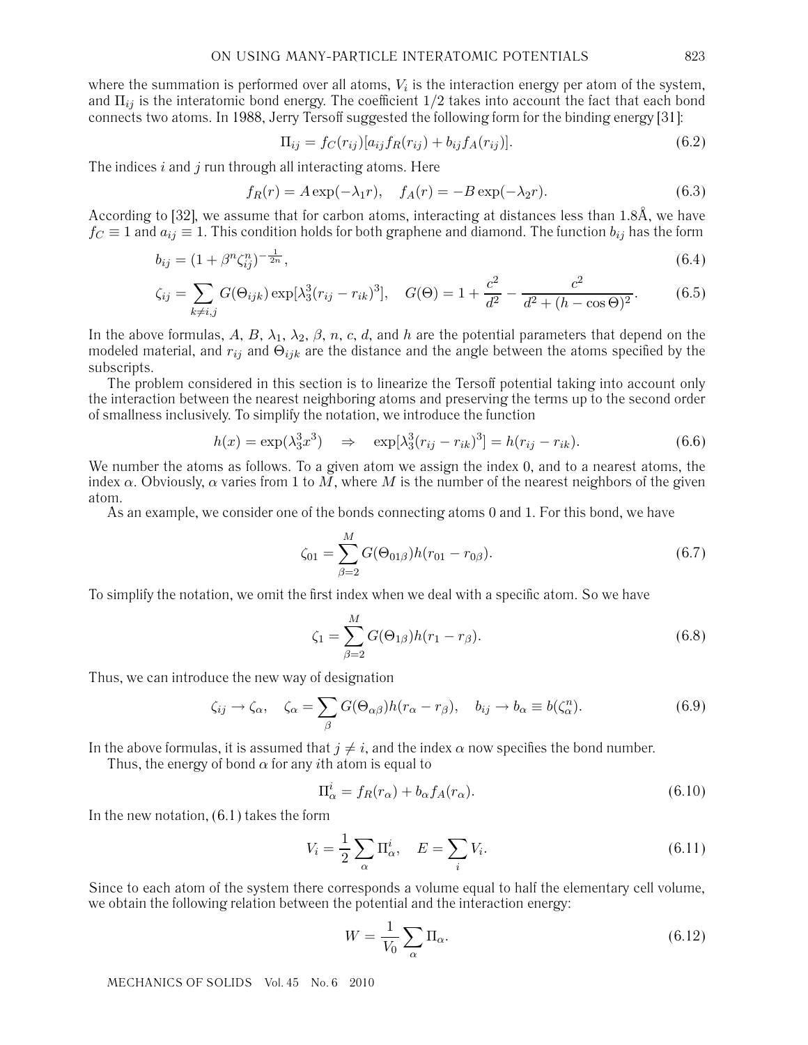where the summation is performed over all atoms, $V_i$ is the interaction energy per atom of the system, and $\Pi_{ij}$ is the interatomic bond energy. The coefficient $1/2$ takes into account the fact that each bond connects two atoms. In 1988, Jerry Tersoff suggested the following form for the binding energy [31]:

$$\Pi_{ij} = f_C(r_{ij})[a_{ij} f_R(r_{ij}) + b_{ij} f_A(r_{ij})]. \tag{6.2}$$

The indices $i$ and $j$ run through all interacting atoms. Here

$$f_R(r) = A \exp(-\lambda_1 r), \quad f_A(r) = -B \exp(-\lambda_2 r). \tag{6.3}$$

According to [32], we assume that for carbon atoms, interacting at distances less than 1.8Å, we have $f_C \equiv 1$ and $a_{ij} \equiv 1$. This condition holds for both graphene and diamond. The function $b_{ij}$ has the form

$$b_{ij} = (1 + \beta^n \zeta_{ij}^n)^{-\frac{1}{2n}}, \tag{6.4}$$

$$\zeta_{ij} = \sum_{k \neq i,j} G(\Theta_{ijk}) \exp[\lambda_3^3 (r_{ij} - r_{ik})^3], \quad G(\Theta) = 1 + \frac{c^2}{d^2} - \frac{c^2}{d^2 + (h - \cos\Theta)^2}. \tag{6.5}$$

In the above formulas, $A$, $B$, $\lambda_1$, $\lambda_2$, $\beta$, $n$, $c$, $d$, and $h$ are the potential parameters that depend on the modeled material, and $r_{ij}$ and $\Theta_{ijk}$ are the distance and the angle between the atoms specified by the subscripts.

The problem considered in this section is to linearize the Tersoff potential taking into account only the interaction between the nearest neighboring atoms and preserving the terms up to the second order of smallness inclusively. To simplify the notation, we introduce the function

$$h(x) = \exp(\lambda_3^3 x^3) \quad \Rightarrow \quad \exp[\lambda_3^3 (r_{ij} - r_{ik})^3] = h(r_{ij} - r_{ik}). \tag{6.6}$$

We number the atoms as follows. To a given atom we assign the index 0, and to a nearest atoms, the index $\alpha$. Obviously, $\alpha$ varies from 1 to $M$, where $M$ is the number of the nearest neighbors of the given atom.

As an example, we consider one of the bonds connecting atoms 0 and 1. For this bond, we have

$$\zeta_{01} = \sum_{\beta=2}^{M} G(\Theta_{01\beta}) h(r_{01} - r_{0\beta}). \tag{6.7}$$

To simplify the notation, we omit the first index when we deal with a specific atom. So we have

$$\zeta_1 = \sum_{\beta=2}^{M} G(\Theta_{1\beta}) h(r_1 - r_\beta). \tag{6.8}$$

Thus, we can introduce the new way of designation

$$\zeta_{ij} \to \zeta_\alpha, \quad \zeta_\alpha = \sum_\beta G(\Theta_{\alpha\beta}) h(r_\alpha - r_\beta), \quad b_{ij} \to b_\alpha \equiv b(\zeta_\alpha^n). \tag{6.9}$$

In the above formulas, it is assumed that $j \neq i$, and the index $\alpha$ now specifies the bond number.

Thus, the energy of bond $\alpha$ for any $i$th atom is equal to

$$\Pi_\alpha^i = f_R(r_\alpha) + b_\alpha f_A(r_\alpha). \tag{6.10}$$

In the new notation, (6.1) takes the form

$$V_i = \frac{1}{2} \sum_\alpha \Pi_\alpha^i, \quad E = \sum_i V_i. \tag{6.11}$$

Since to each atom of the system there corresponds a volume equal to half the elementary cell volume, we obtain the following relation between the potential and the interaction energy:

$$W = \frac{1}{V_0} \sum_\alpha \Pi_\alpha. \tag{6.12}$$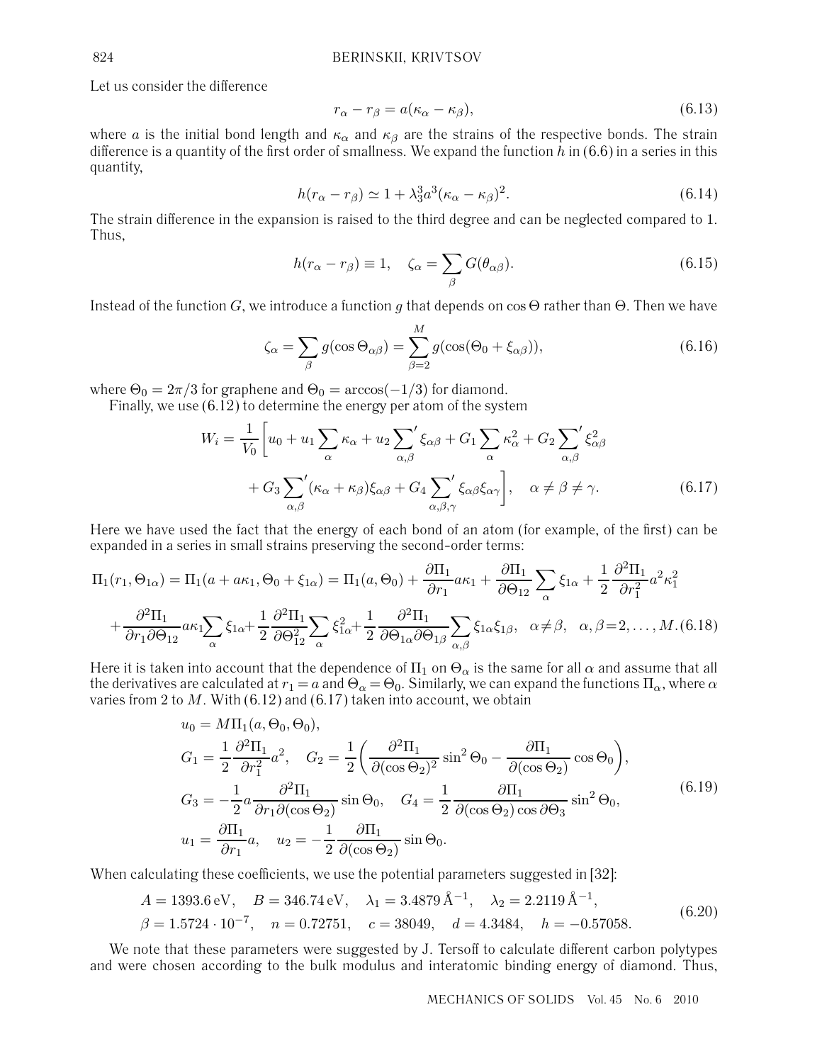Let us consider the difference

$$r_\alpha - r_\beta = a(\kappa_\alpha - \kappa_\beta), \tag{6.13}$$

where $a$ is the initial bond length and $\kappa_\alpha$ and $\kappa_\beta$ are the strains of the respective bonds. The strain difference is a quantity of the first order of smallness. We expand the function $h$ in (6.6) in a series in this quantity,

$$h(r_\alpha - r_\beta) \simeq 1 + \lambda_3^3 a^3 (\kappa_\alpha - \kappa_\beta)^2. \tag{6.14}$$

The strain difference in the expansion is raised to the third degree and can be neglected compared to 1. Thus,

$$h(r_\alpha - r_\beta) \equiv 1, \quad \zeta_\alpha = \sum_\beta G(\theta_{\alpha\beta}). \tag{6.15}$$

Instead of the function $G$, we introduce a function $g$ that depends on $\cos\Theta$ rather than $\Theta$. Then we have

$$\zeta_\alpha = \sum_\beta g(\cos\Theta_{\alpha\beta}) = \sum_{\beta=2}^{M} g(\cos(\Theta_0 + \xi_{\alpha\beta})), \tag{6.16}$$

where $\Theta_0 = 2\pi/3$ for graphene and $\Theta_0 = \arccos(-1/3)$ for diamond.

Finally, we use (6.12) to determine the energy per atom of the system

$$W_i = \frac{1}{V_0}\biggl[u_0 + u_1 \sum_\alpha \kappa_\alpha + u_2 \sum_{\alpha,\beta}{}' \xi_{\alpha\beta} + G_1 \sum_\alpha \kappa_\alpha^2 + G_2 \sum_{\alpha,\beta}{}' \xi_{\alpha\beta}^2$$
$$+ G_3 \sum_{\alpha,\beta}{}' (\kappa_\alpha + \kappa_\beta)\xi_{\alpha\beta} + G_4 \sum_{\alpha,\beta,\gamma}{}' \xi_{\alpha\beta}\xi_{\alpha\gamma}\biggr], \quad \alpha \neq \beta \neq \gamma. \tag{6.17}$$

Here we have used the fact that the energy of each bond of an atom (for example, of the first) can be expanded in a series in small strains preserving the second-order terms:

$$\Pi_1(r_1, \Theta_{1\alpha}) = \Pi_1(a + a\kappa_1, \Theta_0 + \xi_{1\alpha}) = \Pi_1(a, \Theta_0) + \frac{\partial \Pi_1}{\partial r_1} a\kappa_1 + \frac{\partial \Pi_1}{\partial \Theta_{12}} \sum_\alpha \xi_{1\alpha} + \frac{1}{2}\frac{\partial^2 \Pi_1}{\partial r_1^2} a^2 \kappa_1^2$$
$$+ \frac{\partial^2 \Pi_1}{\partial r_1 \partial \Theta_{12}} a\kappa_1 \sum_\alpha \xi_{1\alpha} + \frac{1}{2}\frac{\partial^2 \Pi_1}{\partial \Theta_{12}^2} \sum_\alpha \xi_{1\alpha}^2 + \frac{1}{2}\frac{\partial^2 \Pi_1}{\partial \Theta_{1\alpha}\partial \Theta_{1\beta}} \sum_{\alpha,\beta} \xi_{1\alpha}\xi_{1\beta}, \quad \alpha \neq \beta, \quad \alpha, \beta = 2, \ldots, M. \tag{6.18}$$

Here it is taken into account that the dependence of $\Pi_1$ on $\Theta_\alpha$ is the same for all $\alpha$ and assume that all the derivatives are calculated at $r_1 = a$ and $\Theta_\alpha = \Theta_0$. Similarly, we can expand the functions $\Pi_\alpha$, where $\alpha$ varies from 2 to $M$. With (6.12) and (6.17) taken into account, we obtain

$$\begin{aligned}
&u_0 = M\Pi_1(a, \Theta_0, \Theta_0),\\
&G_1 = \frac{1}{2}\frac{\partial^2 \Pi_1}{\partial r_1^2} a^2, \quad G_2 = \frac{1}{2}\biggl(\frac{\partial^2 \Pi_1}{\partial(\cos\Theta_2)^2}\sin^2\Theta_0 - \frac{\partial \Pi_1}{\partial(\cos\Theta_2)}\cos\Theta_0\biggr),\\
&G_3 = -\frac{1}{2} a \frac{\partial^2 \Pi_1}{\partial r_1 \partial(\cos\Theta_2)}\sin\Theta_0, \quad G_4 = \frac{1}{2}\frac{\partial \Pi_1}{\partial(\cos\Theta_2)\cos\partial\Theta_3}\sin^2\Theta_0,\\
&u_1 = \frac{\partial \Pi_1}{\partial r_1} a, \quad u_2 = -\frac{1}{2}\frac{\partial \Pi_1}{\partial(\cos\Theta_2)}\sin\Theta_0.
\end{aligned} \tag{6.19}$$

When calculating these coefficients, we use the potential parameters suggested in [32]:

$$\begin{aligned}
&A = 1393.6\,\text{eV}, \quad B = 346.74\,\text{eV}, \quad \lambda_1 = 3.4879\,\text{Å}^{-1}, \quad \lambda_2 = 2.2119\,\text{Å}^{-1},\\
&\beta = 1.5724 \cdot 10^{-7}, \quad n = 0.72751, \quad c = 38049, \quad d = 4.3484, \quad h = -0.57058.
\end{aligned} \tag{6.20}$$

We note that these parameters were suggested by J. Tersoff to calculate different carbon polytypes and were chosen according to the bulk modulus and interatomic binding energy of diamond. Thus,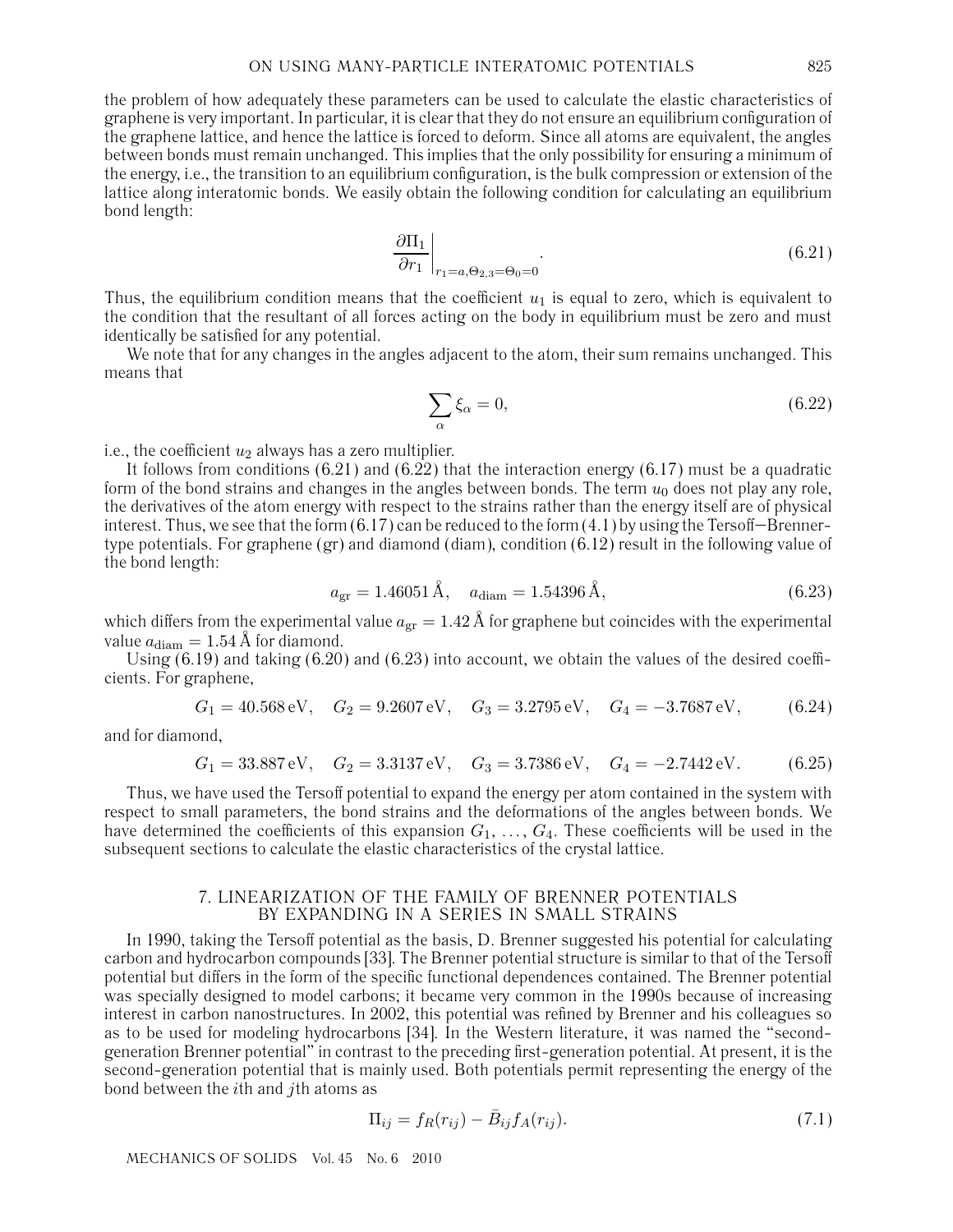the problem of how adequately these parameters can be used to calculate the elastic characteristics of graphene is very important. In particular, it is clear that they do not ensure an equilibrium configuration of the graphene lattice, and hence the lattice is forced to deform. Since all atoms are equivalent, the angles between bonds must remain unchanged. This implies that the only possibility for ensuring a minimum of the energy, i.e., the transition to an equilibrium configuration, is the bulk compression or extension of the lattice along interatomic bonds. We easily obtain the following condition for calculating an equilibrium bond length:

$$\left.\frac{\partial \Pi_1}{\partial r_1}\right|_{r_1=a,\Theta_{2,3}=\Theta_0=0}. \tag{6.21}$$

Thus, the equilibrium condition means that the coefficient $u_1$ is equal to zero, which is equivalent to the condition that the resultant of all forces acting on the body in equilibrium must be zero and must identically be satisfied for any potential.

We note that for any changes in the angles adjacent to the atom, their sum remains unchanged. This means that

$$\sum_{\alpha} \xi_\alpha = 0, \tag{6.22}$$

i.e., the coefficient $u_2$ always has a zero multiplier.

It follows from conditions (6.21) and (6.22) that the interaction energy (6.17) must be a quadratic form of the bond strains and changes in the angles between bonds. The term $u_0$ does not play any role, the derivatives of the atom energy with respect to the strains rather than the energy itself are of physical interest. Thus, we see that the form (6.17) can be reduced to the form (4.1) by using the Tersoff–Brenner-type potentials. For graphene (gr) and diamond (diam), condition (6.12) result in the following value of the bond length:

$$a_{\text{gr}} = 1.46051\,\text{Å}, \quad a_{\text{diam}} = 1.54396\,\text{Å}, \tag{6.23}$$

which differs from the experimental value $a_{\text{gr}} = 1.42\,\text{Å}$ for graphene but coincides with the experimental value $a_{\text{diam}} = 1.54\,\text{Å}$ for diamond.

Using (6.19) and taking (6.20) and (6.23) into account, we obtain the values of the desired coefficients. For graphene,

$$G_1 = 40.568\,\text{eV}, \quad G_2 = 9.2607\,\text{eV}, \quad G_3 = 3.2795\,\text{eV}, \quad G_4 = -3.7687\,\text{eV}, \tag{6.24}$$

and for diamond,

$$G_1 = 33.887\,\text{eV}, \quad G_2 = 3.3137\,\text{eV}, \quad G_3 = 3.7386\,\text{eV}, \quad G_4 = -2.7442\,\text{eV}. \tag{6.25}$$

Thus, we have used the Tersoff potential to expand the energy per atom contained in the system with respect to small parameters, the bond strains and the deformations of the angles between bonds. We have determined the coefficients of this expansion $G_1, \ldots, G_4$. These coefficients will be used in the subsequent sections to calculate the elastic characteristics of the crystal lattice.

## 7. LINEARIZATION OF THE FAMILY OF BRENNER POTENTIALS BY EXPANDING IN A SERIES IN SMALL STRAINS

In 1990, taking the Tersoff potential as the basis, D. Brenner suggested his potential for calculating carbon and hydrocarbon compounds [33]. The Brenner potential structure is similar to that of the Tersoff potential but differs in the form of the specific functional dependences contained. The Brenner potential was specially designed to model carbons; it became very common in the 1990s because of increasing interest in carbon nanostructures. In 2002, this potential was refined by Brenner and his colleagues so as to be used for modeling hydrocarbons [34]. In the Western literature, it was named the "second-generation Brenner potential" in contrast to the preceding first-generation potential. At present, it is the second-generation potential that is mainly used. Both potentials permit representing the energy of the bond between the $i$th and $j$th atoms as

$$\Pi_{ij} = f_R(r_{ij}) - \bar{B}_{ij} f_A(r_{ij}). \tag{7.1}$$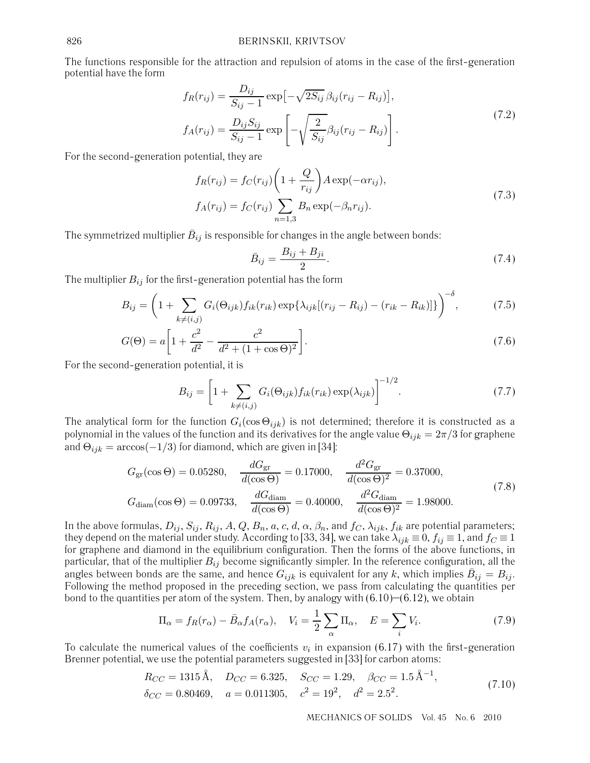The functions responsible for the attraction and repulsion of atoms in the case of the first-generation potential have the form

$$
\begin{aligned}
f_R(r_{ij}) &= \frac{D_{ij}}{S_{ij}-1}\exp\bigl[-\sqrt{2S_{ij}}\,\beta_{ij}(r_{ij}-R_{ij})\bigr],\\
f_A(r_{ij}) &= \frac{D_{ij}S_{ij}}{S_{ij}-1}\exp\left[-\sqrt{\frac{2}{S_{ij}}}\beta_{ij}(r_{ij}-R_{ij})\right].
\end{aligned}
\tag{7.2}
$$

For the second-generation potential, they are

$$
\begin{aligned}
f_R(r_{ij}) &= f_C(r_{ij})\left(1+\frac{Q}{r_{ij}}\right)A\exp(-\alpha r_{ij}),\\
f_A(r_{ij}) &= f_C(r_{ij})\sum_{n=1,3}B_n\exp(-\beta_n r_{ij}).
\end{aligned}
\tag{7.3}
$$

The symmetrized multiplier $\bar{B}_{ij}$ is responsible for changes in the angle between bonds:

$$
\bar{B}_{ij} = \frac{B_{ij}+B_{ji}}{2}. \tag{7.4}
$$

The multiplier $B_{ij}$ for the first-generation potential has the form

$$
B_{ij} = \left(1+\sum_{k\neq(i,j)}G_i(\Theta_{ijk})f_{ik}(r_{ik})\exp\{\lambda_{ijk}[(r_{ij}-R_{ij})-(r_{ik}-R_{ik})]\}\right)^{-\delta}, \tag{7.5}
$$

$$
G(\Theta) = a\left[1+\frac{c^2}{d^2}-\frac{c^2}{d^2+(1+\cos\Theta)^2}\right]. \tag{7.6}
$$

For the second-generation potential, it is

$$
B_{ij} = \left[1+\sum_{k\neq(i,j)}G_i(\Theta_{ijk})f_{ik}(r_{ik})\exp(\lambda_{ijk})\right]^{-1/2}. \tag{7.7}
$$

The analytical form for the function $G_i(\cos\Theta_{ijk})$ is not determined; therefore it is constructed as a polynomial in the values of the function and its derivatives for the angle value $\Theta_{ijk} = 2\pi/3$ for graphene and $\Theta_{ijk} = \arccos(-1/3)$ for diamond, which are given in [34]:

$$
\begin{aligned}
&G_{\text{gr}}(\cos\Theta) = 0.05280, \quad \frac{dG_{\text{gr}}}{d(\cos\Theta)} = 0.17000, \quad \frac{d^2G_{\text{gr}}}{d(\cos\Theta)^2} = 0.37000,\\
&G_{\text{diam}}(\cos\Theta) = 0.09733, \quad \frac{dG_{\text{diam}}}{d(\cos\Theta)} = 0.40000, \quad \frac{d^2G_{\text{diam}}}{d(\cos\Theta)^2} = 1.98000.
\end{aligned}
\tag{7.8}
$$

In the above formulas, $D_{ij}$, $S_{ij}$, $R_{ij}$, $A$, $Q$, $B_n$, $a$, $c$, $d$, $\alpha$, $\beta_n$, and $f_C$, $\lambda_{ijk}$, $f_{ik}$ are potential parameters; they depend on the material under study. According to [33, 34], we can take $\lambda_{ijk}\equiv 0$, $f_{ij}\equiv 1$, and $f_C\equiv 1$ for graphene and diamond in the equilibrium configuration. Then the forms of the above functions, in particular, that of the multiplier $B_{ij}$ become significantly simpler. In the reference configuration, all the angles between bonds are the same, and hence $G_{ijk}$ is equivalent for any $k$, which implies $\bar{B}_{ij} = B_{ij}$. Following the method proposed in the preceding section, we pass from calculating the quantities per bond to the quantities per atom of the system. Then, by analogy with (6.10)–(6.12), we obtain

$$
\Pi_\alpha = f_R(r_\alpha) - \bar{B}_\alpha f_A(r_\alpha), \quad V_i = \frac{1}{2}\sum_\alpha \Pi_\alpha, \quad E = \sum_i V_i. \tag{7.9}
$$

To calculate the numerical values of the coefficients $v_i$ in expansion (6.17) with the first-generation Brenner potential, we use the potential parameters suggested in [33] for carbon atoms:

$$
\begin{aligned}
&R_{CC} = 1315\,\text{Å}, \quad D_{CC} = 6.325, \quad S_{CC} = 1.29, \quad \beta_{CC} = 1.5\,\text{Å}^{-1},\\
&\delta_{CC} = 0.80469, \quad a = 0.011305, \quad c^2 = 19^2, \quad d^2 = 2.5^2.
\end{aligned}
\tag{7.10}
$$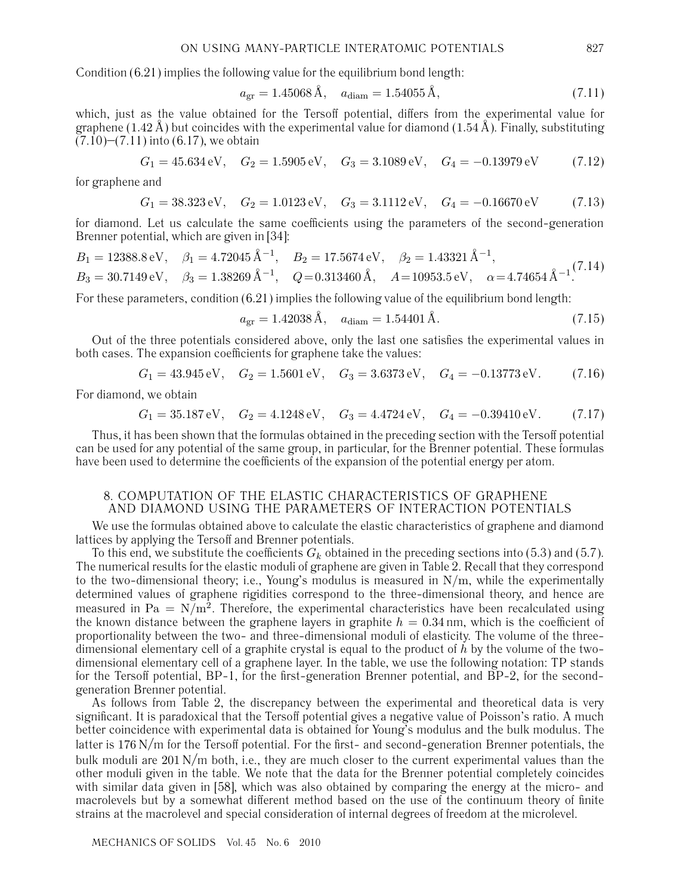Condition (6.21) implies the following value for the equilibrium bond length:

$$a_{\mathrm{gr}} = 1.45068\,\text{Å}, \quad a_{\mathrm{diam}} = 1.54055\,\text{Å}, \tag{7.11}$$

which, just as the value obtained for the Tersoff potential, differs from the experimental value for graphene (1.42 Å) but coincides with the experimental value for diamond (1.54 Å). Finally, substituting (7.10)–(7.11) into (6.17), we obtain

$$G_1 = 45.634\,\mathrm{eV}, \quad G_2 = 1.5905\,\mathrm{eV}, \quad G_3 = 3.1089\,\mathrm{eV}, \quad G_4 = -0.13979\,\mathrm{eV} \tag{7.12}$$

for graphene and

$$G_1 = 38.323\,\mathrm{eV}, \quad G_2 = 1.0123\,\mathrm{eV}, \quad G_3 = 3.1112\,\mathrm{eV}, \quad G_4 = -0.16670\,\mathrm{eV} \tag{7.13}$$

for diamond. Let us calculate the same coefficients using the parameters of the second-generation Brenner potential, which are given in [34]:

$$\begin{gathered} B_1 = 12388.8\,\mathrm{eV}, \quad \beta_1 = 4.72045\,\text{Å}^{-1}, \quad B_2 = 17.5674\,\mathrm{eV}, \quad \beta_2 = 1.43321\,\text{Å}^{-1}, \\ B_3 = 30.7149\,\mathrm{eV}, \quad \beta_3 = 1.38269\,\text{Å}^{-1}, \quad Q = 0.313460\,\text{Å}, \quad A = 10953.5\,\mathrm{eV}, \quad \alpha = 4.74654\,\text{Å}^{-1}. \end{gathered} \tag{7.14}$$

For these parameters, condition (6.21) implies the following value of the equilibrium bond length:

$$a_{\mathrm{gr}} = 1.42038\,\text{Å}, \quad a_{\mathrm{diam}} = 1.54401\,\text{Å}. \tag{7.15}$$

Out of the three potentials considered above, only the last one satisfies the experimental values in both cases. The expansion coefficients for graphene take the values:

$$G_1 = 43.945\,\mathrm{eV}, \quad G_2 = 1.5601\,\mathrm{eV}, \quad G_3 = 3.6373\,\mathrm{eV}, \quad G_4 = -0.13773\,\mathrm{eV}. \tag{7.16}$$

For diamond, we obtain

$$G_1 = 35.187\,\mathrm{eV}, \quad G_2 = 4.1248\,\mathrm{eV}, \quad G_3 = 4.4724\,\mathrm{eV}, \quad G_4 = -0.39410\,\mathrm{eV}. \tag{7.17}$$

Thus, it has been shown that the formulas obtained in the preceding section with the Tersoff potential can be used for any potential of the same group, in particular, for the Brenner potential. These formulas have been used to determine the coefficients of the expansion of the potential energy per atom.

## 8. COMPUTATION OF THE ELASTIC CHARACTERISTICS OF GRAPHENE AND DIAMOND USING THE PARAMETERS OF INTERACTION POTENTIALS

We use the formulas obtained above to calculate the elastic characteristics of graphene and diamond lattices by applying the Tersoff and Brenner potentials.

To this end, we substitute the coefficients $G_k$ obtained in the preceding sections into (5.3) and (5.7). The numerical results for the elastic moduli of graphene are given in Table 2. Recall that they correspond to the two-dimensional theory; i.e., Young's modulus is measured in N/m, while the experimentally determined values of graphene rigidities correspond to the three-dimensional theory, and hence are measured in $\mathrm{Pa} = \mathrm{N/m^2}$. Therefore, the experimental characteristics have been recalculated using the known distance between the graphene layers in graphite $h = 0.34$ nm, which is the coefficient of proportionality between the two- and three-dimensional moduli of elasticity. The volume of the three-dimensional elementary cell of a graphite crystal is equal to the product of $h$ by the volume of the two-dimensional elementary cell of a graphene layer. In the table, we use the following notation: TP stands for the Tersoff potential, BP-1, for the first-generation Brenner potential, and BP-2, for the second-generation Brenner potential.

As follows from Table 2, the discrepancy between the experimental and theoretical data is very significant. It is paradoxical that the Tersoff potential gives a negative value of Poisson's ratio. A much better coincidence with experimental data is obtained for Young's modulus and the bulk modulus. The latter is 176 N/m for the Tersoff potential. For the first- and second-generation Brenner potentials, the bulk moduli are 201 N/m both, i.e., they are much closer to the current experimental values than the other moduli given in the table. We note that the data for the Brenner potential completely coincides with similar data given in [58], which was also obtained by comparing the energy at the micro- and macrolevels but by a somewhat different method based on the use of the continuum theory of finite strains at the macrolevel and special consideration of internal degrees of freedom at the microlevel.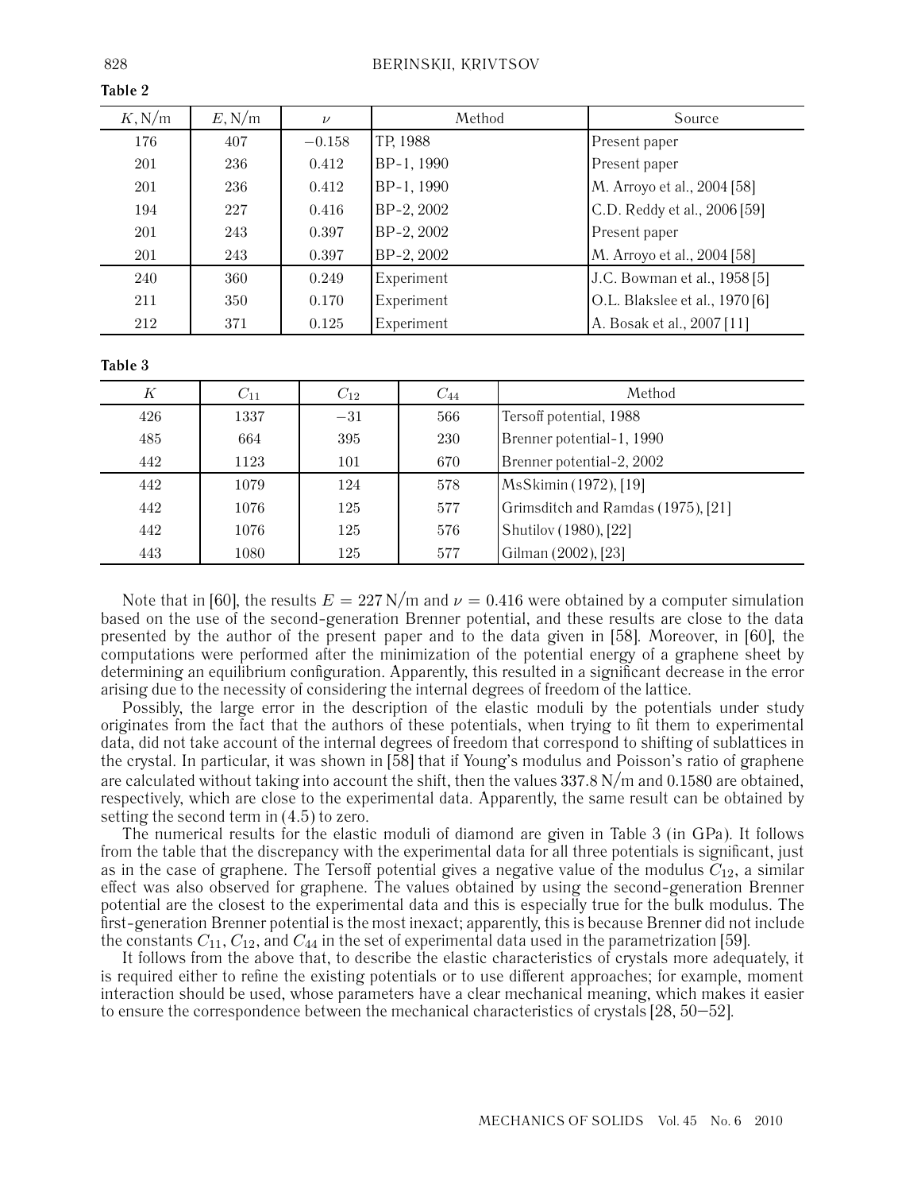**Table 2**

| $K$, N/m | $E$, N/m | $\nu$ | Method | Source |
|---|---|---|---|---|
| 176 | 407 | $-0.158$ | TP, 1988 | Present paper |
| 201 | 236 | 0.412 | BP-1, 1990 | Present paper |
| 201 | 236 | 0.412 | BP-1, 1990 | M. Arroyo et al., 2004 [58] |
| 194 | 227 | 0.416 | BP-2, 2002 | C.D. Reddy et al., 2006 [59] |
| 201 | 243 | 0.397 | BP-2, 2002 | Present paper |
| 201 | 243 | 0.397 | BP-2, 2002 | M. Arroyo et al., 2004 [58] |
| 240 | 360 | 0.249 | Experiment | J.C. Bowman et al., 1958 [5] |
| 211 | 350 | 0.170 | Experiment | O.L. Blakslee et al., 1970 [6] |
| 212 | 371 | 0.125 | Experiment | A. Bosak et al., 2007 [11] |

**Table 3**

| $K$ | $C_{11}$ | $C_{12}$ | $C_{44}$ | Method |
|---|---|---|---|---|
| 426 | 1337 | $-31$ | 566 | Tersoff potential, 1988 |
| 485 | 664 | 395 | 230 | Brenner potential-1, 1990 |
| 442 | 1123 | 101 | 670 | Brenner potential-2, 2002 |
| 442 | 1079 | 124 | 578 | MsSkimin (1972), [19] |
| 442 | 1076 | 125 | 577 | Grimsditch and Ramdas (1975), [21] |
| 442 | 1076 | 125 | 576 | Shutilov (1980), [22] |
| 443 | 1080 | 125 | 577 | Gilman (2002), [23] |

Note that in [60], the results $E = 227$ N/m and $\nu = 0.416$ were obtained by a computer simulation based on the use of the second-generation Brenner potential, and these results are close to the data presented by the author of the present paper and to the data given in [58]. Moreover, in [60], the computations were performed after the minimization of the potential energy of a graphene sheet by determining an equilibrium configuration. Apparently, this resulted in a significant decrease in the error arising due to the necessity of considering the internal degrees of freedom of the lattice.

Possibly, the large error in the description of the elastic moduli by the potentials under study originates from the fact that the authors of these potentials, when trying to fit them to experimental data, did not take account of the internal degrees of freedom that correspond to shifting of sublattices in the crystal. In particular, it was shown in [58] that if Young's modulus and Poisson's ratio of graphene are calculated without taking into account the shift, then the values 337.8 N/m and 0.1580 are obtained, respectively, which are close to the experimental data. Apparently, the same result can be obtained by setting the second term in (4.5) to zero.

The numerical results for the elastic moduli of diamond are given in Table 3 (in GPa). It follows from the table that the discrepancy with the experimental data for all three potentials is significant, just as in the case of graphene. The Tersoff potential gives a negative value of the modulus $C_{12}$, a similar effect was also observed for graphene. The values obtained by using the second-generation Brenner potential are the closest to the experimental data and this is especially true for the bulk modulus. The first-generation Brenner potential is the most inexact; apparently, this is because Brenner did not include the constants $C_{11}$, $C_{12}$, and $C_{44}$ in the set of experimental data used in the parametrization [59].

It follows from the above that, to describe the elastic characteristics of crystals more adequately, it is required either to refine the existing potentials or to use different approaches; for example, moment interaction should be used, whose parameters have a clear mechanical meaning, which makes it easier to ensure the correspondence between the mechanical characteristics of crystals [28, 50–52].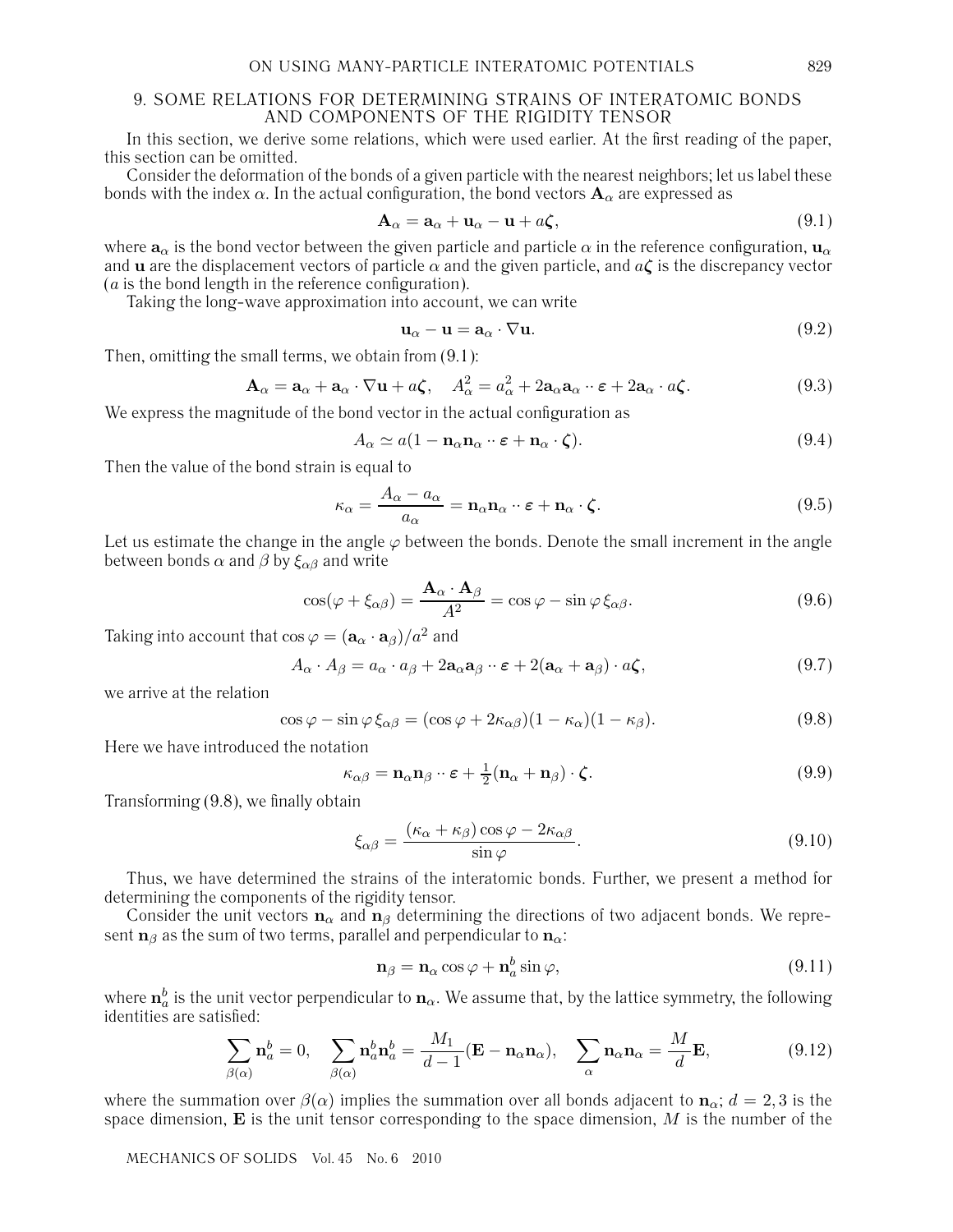## 9. SOME RELATIONS FOR DETERMINING STRAINS OF INTERATOMIC BONDS AND COMPONENTS OF THE RIGIDITY TENSOR

In this section, we derive some relations, which were used earlier. At the first reading of the paper, this section can be omitted.

Consider the deformation of the bonds of a given particle with the nearest neighbors; let us label these bonds with the index $\alpha$. In the actual configuration, the bond vectors $\mathbf{A}_\alpha$ are expressed as

$$\mathbf{A}_\alpha = \mathbf{a}_\alpha + \mathbf{u}_\alpha - \mathbf{u} + a\boldsymbol{\zeta}, \tag{9.1}$$

where $\mathbf{a}_\alpha$ is the bond vector between the given particle and particle $\alpha$ in the reference configuration, $\mathbf{u}_\alpha$ and $\mathbf{u}$ are the displacement vectors of particle $\alpha$ and the given particle, and $a\boldsymbol{\zeta}$ is the discrepancy vector ($a$ is the bond length in the reference configuration).

Taking the long-wave approximation into account, we can write

$$\mathbf{u}_\alpha - \mathbf{u} = \mathbf{a}_\alpha \cdot \nabla \mathbf{u}. \tag{9.2}$$

Then, omitting the small terms, we obtain from (9.1):

$$\mathbf{A}_\alpha = \mathbf{a}_\alpha + \mathbf{a}_\alpha \cdot \nabla \mathbf{u} + a\boldsymbol{\zeta}, \quad A_\alpha^2 = a_\alpha^2 + 2\mathbf{a}_\alpha\mathbf{a}_\alpha \cdot\cdot\, \boldsymbol{\varepsilon} + 2\mathbf{a}_\alpha \cdot a\boldsymbol{\zeta}. \tag{9.3}$$

We express the magnitude of the bond vector in the actual configuration as

$$A_\alpha \simeq a(1 - \mathbf{n}_\alpha\mathbf{n}_\alpha \cdot\cdot\, \boldsymbol{\varepsilon} + \mathbf{n}_\alpha \cdot \boldsymbol{\zeta}). \tag{9.4}$$

Then the value of the bond strain is equal to

$$\kappa_\alpha = \frac{A_\alpha - a_\alpha}{a_\alpha} = \mathbf{n}_\alpha\mathbf{n}_\alpha \cdot\cdot\, \boldsymbol{\varepsilon} + \mathbf{n}_\alpha \cdot \boldsymbol{\zeta}. \tag{9.5}$$

Let us estimate the change in the angle $\varphi$ between the bonds. Denote the small increment in the angle between bonds $\alpha$ and $\beta$ by $\xi_{\alpha\beta}$ and write

$$\cos(\varphi + \xi_{\alpha\beta}) = \frac{\mathbf{A}_\alpha \cdot \mathbf{A}_\beta}{A^2} = \cos\varphi - \sin\varphi\, \xi_{\alpha\beta}. \tag{9.6}$$

Taking into account that $\cos\varphi = (\mathbf{a}_\alpha \cdot \mathbf{a}_\beta)/a^2$ and

$$A_\alpha \cdot A_\beta = a_\alpha \cdot a_\beta + 2\mathbf{a}_\alpha\mathbf{a}_\beta \cdot\cdot\, \boldsymbol{\varepsilon} + 2(\mathbf{a}_\alpha + \mathbf{a}_\beta) \cdot a\boldsymbol{\zeta}, \tag{9.7}$$

we arrive at the relation

$$\cos\varphi - \sin\varphi\, \xi_{\alpha\beta} = (\cos\varphi + 2\kappa_{\alpha\beta})(1 - \kappa_\alpha)(1 - \kappa_\beta). \tag{9.8}$$

Here we have introduced the notation

$$\kappa_{\alpha\beta} = \mathbf{n}_\alpha\mathbf{n}_\beta \cdot\cdot\, \boldsymbol{\varepsilon} + \tfrac{1}{2}(\mathbf{n}_\alpha + \mathbf{n}_\beta) \cdot \boldsymbol{\zeta}. \tag{9.9}$$

Transforming (9.8), we finally obtain

$$\xi_{\alpha\beta} = \frac{(\kappa_\alpha + \kappa_\beta)\cos\varphi - 2\kappa_{\alpha\beta}}{\sin\varphi}. \tag{9.10}$$

Thus, we have determined the strains of the interatomic bonds. Further, we present a method for determining the components of the rigidity tensor.

Consider the unit vectors $\mathbf{n}_\alpha$ and $\mathbf{n}_\beta$ determining the directions of two adjacent bonds. We represent $\mathbf{n}_\beta$ as the sum of two terms, parallel and perpendicular to $\mathbf{n}_\alpha$:

$$\mathbf{n}_\beta = \mathbf{n}_\alpha \cos\varphi + \mathbf{n}_a^b \sin\varphi, \tag{9.11}$$

where $\mathbf{n}_a^b$ is the unit vector perpendicular to $\mathbf{n}_\alpha$. We assume that, by the lattice symmetry, the following identities are satisfied:

$$\sum_{\beta(\alpha)} \mathbf{n}_a^b = 0, \quad \sum_{\beta(\alpha)} \mathbf{n}_a^b\mathbf{n}_a^b = \frac{M_1}{d-1}(\mathbf{E} - \mathbf{n}_\alpha\mathbf{n}_\alpha), \quad \sum_\alpha \mathbf{n}_\alpha\mathbf{n}_\alpha = \frac{M}{d}\mathbf{E}, \tag{9.12}$$

where the summation over $\beta(\alpha)$ implies the summation over all bonds adjacent to $\mathbf{n}_\alpha$; $d = 2, 3$ is the space dimension, $\mathbf{E}$ is the unit tensor corresponding to the space dimension, $M$ is the number of the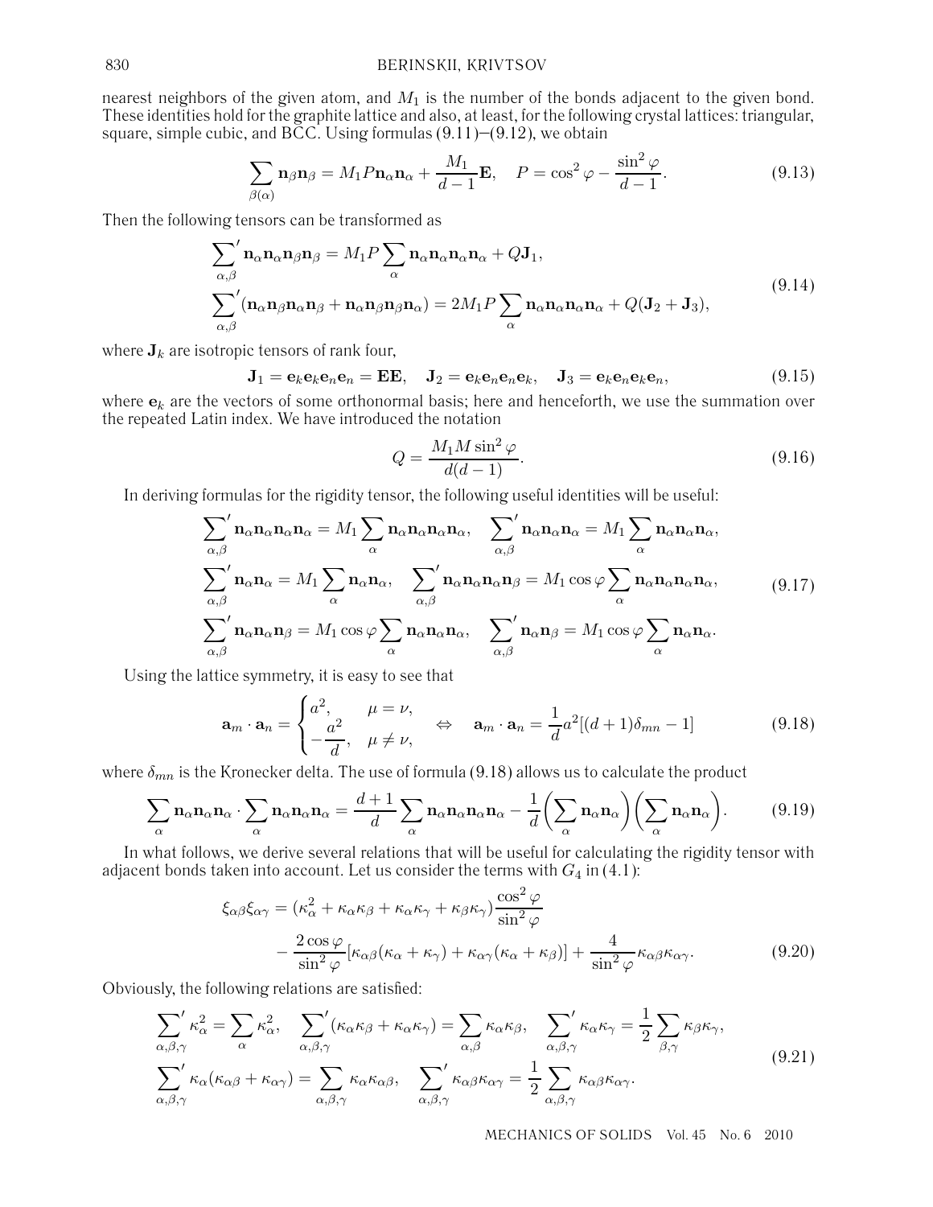nearest neighbors of the given atom, and $M_1$ is the number of the bonds adjacent to the given bond. These identities hold for the graphite lattice and also, at least, for the following crystal lattices: triangular, square, simple cubic, and BCC. Using formulas (9.11)–(9.12), we obtain

$$\sum_{\beta(\alpha)} \mathbf{n}_\beta \mathbf{n}_\beta = M_1 P \mathbf{n}_\alpha \mathbf{n}_\alpha + \frac{M_1}{d-1}\mathbf{E}, \quad P = \cos^2\varphi - \frac{\sin^2\varphi}{d-1}. \tag{9.13}$$

Then the following tensors can be transformed as

$$\begin{aligned} &{\sum_{\alpha,\beta}}' \mathbf{n}_\alpha \mathbf{n}_\alpha \mathbf{n}_\beta \mathbf{n}_\beta = M_1 P \sum_\alpha \mathbf{n}_\alpha \mathbf{n}_\alpha \mathbf{n}_\alpha \mathbf{n}_\alpha + Q\mathbf{J}_1, \\ &{\sum_{\alpha,\beta}}' (\mathbf{n}_\alpha \mathbf{n}_\beta \mathbf{n}_\alpha \mathbf{n}_\beta + \mathbf{n}_\alpha \mathbf{n}_\beta \mathbf{n}_\beta \mathbf{n}_\alpha) = 2M_1 P \sum_\alpha \mathbf{n}_\alpha \mathbf{n}_\alpha \mathbf{n}_\alpha \mathbf{n}_\alpha + Q(\mathbf{J}_2 + \mathbf{J}_3), \end{aligned} \tag{9.14}$$

where $\mathbf{J}_k$ are isotropic tensors of rank four,

$$\mathbf{J}_1 = \mathbf{e}_k \mathbf{e}_k \mathbf{e}_n \mathbf{e}_n = \mathbf{E}\mathbf{E}, \quad \mathbf{J}_2 = \mathbf{e}_k \mathbf{e}_n \mathbf{e}_n \mathbf{e}_k, \quad \mathbf{J}_3 = \mathbf{e}_k \mathbf{e}_n \mathbf{e}_k \mathbf{e}_n, \tag{9.15}$$

where $\mathbf{e}_k$ are the vectors of some orthonormal basis; here and henceforth, we use the summation over the repeated Latin index. We have introduced the notation

$$Q = \frac{M_1 M \sin^2\varphi}{d(d-1)}. \tag{9.16}$$

In deriving formulas for the rigidity tensor, the following useful identities will be useful:

$$\begin{aligned} &{\sum_{\alpha,\beta}}' \mathbf{n}_\alpha \mathbf{n}_\alpha \mathbf{n}_\alpha \mathbf{n}_\alpha = M_1 \sum_\alpha \mathbf{n}_\alpha \mathbf{n}_\alpha \mathbf{n}_\alpha \mathbf{n}_\alpha, \quad {\sum_{\alpha,\beta}}' \mathbf{n}_\alpha \mathbf{n}_\alpha \mathbf{n}_\alpha = M_1 \sum_\alpha \mathbf{n}_\alpha \mathbf{n}_\alpha \mathbf{n}_\alpha, \\ &{\sum_{\alpha,\beta}}' \mathbf{n}_\alpha \mathbf{n}_\alpha = M_1 \sum_\alpha \mathbf{n}_\alpha \mathbf{n}_\alpha, \quad {\sum_{\alpha,\beta}}' \mathbf{n}_\alpha \mathbf{n}_\alpha \mathbf{n}_\alpha \mathbf{n}_\beta = M_1 \cos\varphi \sum_\alpha \mathbf{n}_\alpha \mathbf{n}_\alpha \mathbf{n}_\alpha \mathbf{n}_\alpha, \\ &{\sum_{\alpha,\beta}}' \mathbf{n}_\alpha \mathbf{n}_\alpha \mathbf{n}_\beta = M_1 \cos\varphi \sum_\alpha \mathbf{n}_\alpha \mathbf{n}_\alpha \mathbf{n}_\alpha, \quad {\sum_{\alpha,\beta}}' \mathbf{n}_\alpha \mathbf{n}_\beta = M_1 \cos\varphi \sum_\alpha \mathbf{n}_\alpha \mathbf{n}_\alpha. \end{aligned} \tag{9.17}$$

Using the lattice symmetry, it is easy to see that

$$\mathbf{a}_m \cdot \mathbf{a}_n = \begin{cases} a^2, & \mu = \nu, \\ -\dfrac{a^2}{d}, & \mu \neq \nu, \end{cases} \quad \Leftrightarrow \quad \mathbf{a}_m \cdot \mathbf{a}_n = \frac{1}{d} a^2 [(d+1)\delta_{mn} - 1] \tag{9.18}$$

where $\delta_{mn}$ is the Kronecker delta. The use of formula (9.18) allows us to calculate the product

$$\sum_\alpha \mathbf{n}_\alpha \mathbf{n}_\alpha \mathbf{n}_\alpha \cdot \sum_\alpha \mathbf{n}_\alpha \mathbf{n}_\alpha \mathbf{n}_\alpha = \frac{d+1}{d} \sum_\alpha \mathbf{n}_\alpha \mathbf{n}_\alpha \mathbf{n}_\alpha \mathbf{n}_\alpha - \frac{1}{d}\biggl(\sum_\alpha \mathbf{n}_\alpha \mathbf{n}_\alpha\biggr)\biggl(\sum_\alpha \mathbf{n}_\alpha \mathbf{n}_\alpha\biggr). \tag{9.19}$$

In what follows, we derive several relations that will be useful for calculating the rigidity tensor with adjacent bonds taken into account. Let us consider the terms with $G_4$ in (4.1):

$$\begin{aligned} \xi_{\alpha\beta}\xi_{\alpha\gamma} = {} & (\kappa_\alpha^2 + \kappa_\alpha\kappa_\beta + \kappa_\alpha\kappa_\gamma + \kappa_\beta\kappa_\gamma)\frac{\cos^2\varphi}{\sin^2\varphi} \\ & - \frac{2\cos\varphi}{\sin^2\varphi}[\kappa_{\alpha\beta}(\kappa_\alpha + \kappa_\gamma) + \kappa_{\alpha\gamma}(\kappa_\alpha + \kappa_\beta)] + \frac{4}{\sin^2\varphi}\kappa_{\alpha\beta}\kappa_{\alpha\gamma}. \end{aligned} \tag{9.20}$$

Obviously, the following relations are satisfied:

$$\begin{aligned} &{\sum_{\alpha,\beta,\gamma}}' \kappa_\alpha^2 = \sum_\alpha \kappa_\alpha^2, \quad {\sum_{\alpha,\beta,\gamma}}' (\kappa_\alpha\kappa_\beta + \kappa_\alpha\kappa_\gamma) = \sum_{\alpha,\beta} \kappa_\alpha\kappa_\beta, \quad {\sum_{\alpha,\beta,\gamma}}' \kappa_\alpha\kappa_\gamma = \frac{1}{2}\sum_{\beta,\gamma} \kappa_\beta\kappa_\gamma, \\ &{\sum_{\alpha,\beta,\gamma}}' \kappa_\alpha(\kappa_{\alpha\beta} + \kappa_{\alpha\gamma}) = \sum_{\alpha,\beta,\gamma} \kappa_\alpha\kappa_{\alpha\beta}, \quad {\sum_{\alpha,\beta,\gamma}}' \kappa_{\alpha\beta}\kappa_{\alpha\gamma} = \frac{1}{2}\sum_{\alpha,\beta,\gamma} \kappa_{\alpha\beta}\kappa_{\alpha\gamma}. \end{aligned} \tag{9.21}$$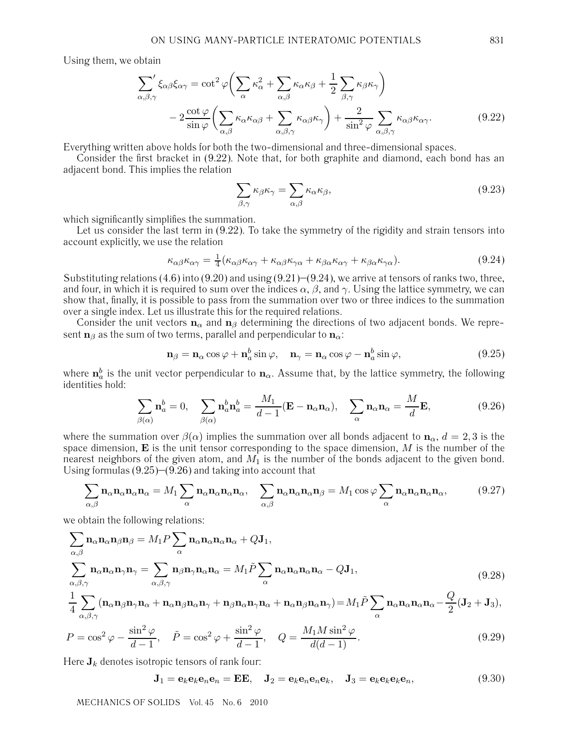Using them, we obtain

$$\sum_{\alpha,\beta,\gamma}{}' \xi_{\alpha\beta}\xi_{\alpha\gamma} = \cot^2\varphi\bigg(\sum_{\alpha}\kappa_\alpha^2 + \sum_{\alpha,\beta}\kappa_\alpha\kappa_\beta + \frac{1}{2}\sum_{\beta,\gamma}\kappa_\beta\kappa_\gamma\bigg) - 2\frac{\cot\varphi}{\sin\varphi}\bigg(\sum_{\alpha,\beta}\kappa_\alpha\kappa_{\alpha\beta} + \sum_{\alpha,\beta,\gamma}\kappa_{\alpha\beta}\kappa_\gamma\bigg) + \frac{2}{\sin^2\varphi}\sum_{\alpha,\beta,\gamma}\kappa_{\alpha\beta}\kappa_{\alpha\gamma}. \tag{9.22}$$

Everything written above holds for both the two-dimensional and three-dimensional spaces.

Consider the first bracket in (9.22). Note that, for both graphite and diamond, each bond has an adjacent bond. This implies the relation

$$\sum_{\beta,\gamma}\kappa_\beta\kappa_\gamma = \sum_{\alpha,\beta}\kappa_\alpha\kappa_\beta, \tag{9.23}$$

which significantly simplifies the summation.

Let us consider the last term in (9.22). To take the symmetry of the rigidity and strain tensors into account explicitly, we use the relation

$$\kappa_{\alpha\beta}\kappa_{\alpha\gamma} = \tfrac{1}{4}(\kappa_{\alpha\beta}\kappa_{\alpha\gamma} + \kappa_{\alpha\beta}\kappa_{\gamma\alpha} + \kappa_{\beta\alpha}\kappa_{\alpha\gamma} + \kappa_{\beta\alpha}\kappa_{\gamma\alpha}). \tag{9.24}$$

Substituting relations (4.6) into (9.20) and using (9.21)–(9.24), we arrive at tensors of ranks two, three, and four, in which it is required to sum over the indices $\alpha$, $\beta$, and $\gamma$. Using the lattice symmetry, we can show that, finally, it is possible to pass from the summation over two or three indices to the summation over a single index. Let us illustrate this for the required relations.

Consider the unit vectors $\mathbf{n}_\alpha$ and $\mathbf{n}_\beta$ determining the directions of two adjacent bonds. We represent $\mathbf{n}_\beta$ as the sum of two terms, parallel and perpendicular to $\mathbf{n}_\alpha$:

$$\mathbf{n}_\beta = \mathbf{n}_\alpha\cos\varphi + \mathbf{n}_a^b\sin\varphi, \quad \mathbf{n}_\gamma = \mathbf{n}_\alpha\cos\varphi - \mathbf{n}_a^b\sin\varphi, \tag{9.25}$$

where $\mathbf{n}_a^b$ is the unit vector perpendicular to $\mathbf{n}_\alpha$. Assume that, by the lattice symmetry, the following identities hold:

$$\sum_{\beta(\alpha)}\mathbf{n}_a^b = 0, \quad \sum_{\beta(\alpha)}\mathbf{n}_a^b\mathbf{n}_a^b = \frac{M_1}{d-1}(\mathbf{E} - \mathbf{n}_\alpha\mathbf{n}_\alpha), \quad \sum_{\alpha}\mathbf{n}_\alpha\mathbf{n}_\alpha = \frac{M}{d}\mathbf{E}, \tag{9.26}$$

where the summation over $\beta(\alpha)$ implies the summation over all bonds adjacent to $\mathbf{n}_\alpha$, $d = 2, 3$ is the space dimension, $\mathbf{E}$ is the unit tensor corresponding to the space dimension, $M$ is the number of the nearest neighbors of the given atom, and $M_1$ is the number of the bonds adjacent to the given bond. Using formulas (9.25)–(9.26) and taking into account that

$$\sum_{\alpha,\beta}\mathbf{n}_\alpha\mathbf{n}_\alpha\mathbf{n}_\alpha\mathbf{n}_\alpha = M_1\sum_{\alpha}\mathbf{n}_\alpha\mathbf{n}_\alpha\mathbf{n}_\alpha\mathbf{n}_\alpha, \quad \sum_{\alpha,\beta}\mathbf{n}_\alpha\mathbf{n}_\alpha\mathbf{n}_\alpha\mathbf{n}_\beta = M_1\cos\varphi\sum_{\alpha}\mathbf{n}_\alpha\mathbf{n}_\alpha\mathbf{n}_\alpha\mathbf{n}_\alpha, \tag{9.27}$$

we obtain the following relations:

$$\begin{aligned}
&\sum_{\alpha,\beta}\mathbf{n}_\alpha\mathbf{n}_\alpha\mathbf{n}_\beta\mathbf{n}_\beta = M_1 P\sum_{\alpha}\mathbf{n}_\alpha\mathbf{n}_\alpha\mathbf{n}_\alpha\mathbf{n}_\alpha + Q\mathbf{J}_1,\\
&\sum_{\alpha,\beta,\gamma}\mathbf{n}_\alpha\mathbf{n}_\alpha\mathbf{n}_\gamma\mathbf{n}_\gamma = \sum_{\alpha,\beta,\gamma}\mathbf{n}_\beta\mathbf{n}_\gamma\mathbf{n}_\alpha\mathbf{n}_\alpha = M_1\tilde{P}\sum_{\alpha}\mathbf{n}_\alpha\mathbf{n}_\alpha\mathbf{n}_\alpha\mathbf{n}_\alpha - Q\mathbf{J}_1,\\
&\frac{1}{4}\sum_{\alpha,\beta,\gamma}(\mathbf{n}_\alpha\mathbf{n}_\beta\mathbf{n}_\gamma\mathbf{n}_\alpha + \mathbf{n}_\alpha\mathbf{n}_\beta\mathbf{n}_\alpha\mathbf{n}_\gamma + \mathbf{n}_\beta\mathbf{n}_\alpha\mathbf{n}_\gamma\mathbf{n}_\alpha + \mathbf{n}_\alpha\mathbf{n}_\beta\mathbf{n}_\alpha\mathbf{n}_\gamma) = M_1\tilde{P}\sum_{\alpha}\mathbf{n}_\alpha\mathbf{n}_\alpha\mathbf{n}_\alpha\mathbf{n}_\alpha - \frac{Q}{2}(\mathbf{J}_2 + \mathbf{J}_3),
\end{aligned} \tag{9.28}$$

$$P = \cos^2\varphi - \frac{\sin^2\varphi}{d-1}, \quad \tilde{P} = \cos^2\varphi + \frac{\sin^2\varphi}{d-1}, \quad Q = \frac{M_1 M\sin^2\varphi}{d(d-1)}. \tag{9.29}$$

Here $\mathbf{J}_k$ denotes isotropic tensors of rank four:

$$\mathbf{J}_1 = \mathbf{e}_k\mathbf{e}_k\mathbf{e}_n\mathbf{e}_n = \mathbf{E}\mathbf{E}, \quad \mathbf{J}_2 = \mathbf{e}_k\mathbf{e}_n\mathbf{e}_n\mathbf{e}_k, \quad \mathbf{J}_3 = \mathbf{e}_k\mathbf{e}_k\mathbf{e}_k\mathbf{e}_n, \tag{9.30}$$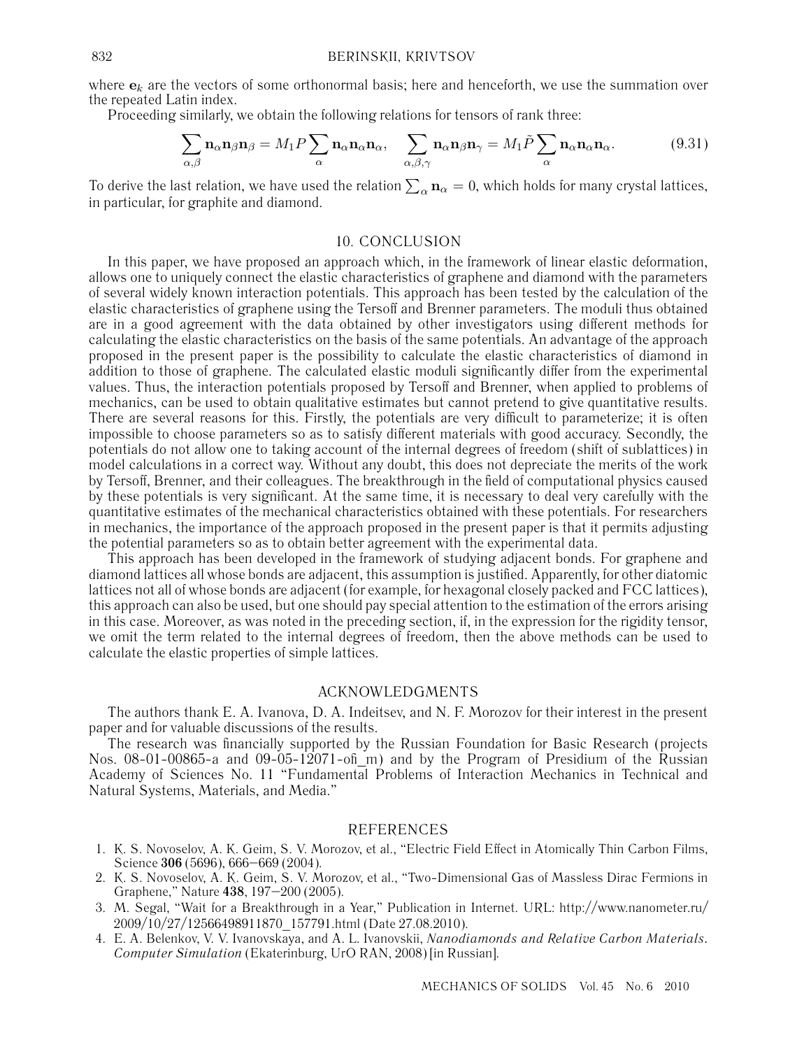where $\mathbf{e}_k$ are the vectors of some orthonormal basis; here and henceforth, we use the summation over the repeated Latin index.

Proceeding similarly, we obtain the following relations for tensors of rank three:

$$\sum_{\alpha,\beta} \mathbf{n}_\alpha \mathbf{n}_\beta \mathbf{n}_\beta = M_1 P \sum_\alpha \mathbf{n}_\alpha \mathbf{n}_\alpha \mathbf{n}_\alpha, \quad \sum_{\alpha,\beta,\gamma} \mathbf{n}_\alpha \mathbf{n}_\beta \mathbf{n}_\gamma = M_1 \tilde{P} \sum_\alpha \mathbf{n}_\alpha \mathbf{n}_\alpha \mathbf{n}_\alpha. \tag{9.31}$$

To derive the last relation, we have used the relation $\sum_\alpha \mathbf{n}_\alpha = 0$, which holds for many crystal lattices, in particular, for graphite and diamond.

## 10. CONCLUSION

In this paper, we have proposed an approach which, in the framework of linear elastic deformation, allows one to uniquely connect the elastic characteristics of graphene and diamond with the parameters of several widely known interaction potentials. This approach has been tested by the calculation of the elastic characteristics of graphene using the Tersoff and Brenner parameters. The moduli thus obtained are in a good agreement with the data obtained by other investigators using different methods for calculating the elastic characteristics on the basis of the same potentials. An advantage of the approach proposed in the present paper is the possibility to calculate the elastic characteristics of diamond in addition to those of graphene. The calculated elastic moduli significantly differ from the experimental values. Thus, the interaction potentials proposed by Tersoff and Brenner, when applied to problems of mechanics, can be used to obtain qualitative estimates but cannot pretend to give quantitative results. There are several reasons for this. Firstly, the potentials are very difficult to parameterize; it is often impossible to choose parameters so as to satisfy different materials with good accuracy. Secondly, the potentials do not allow one to taking account of the internal degrees of freedom (shift of sublattices) in model calculations in a correct way. Without any doubt, this does not depreciate the merits of the work by Tersoff, Brenner, and their colleagues. The breakthrough in the field of computational physics caused by these potentials is very significant. At the same time, it is necessary to deal very carefully with the quantitative estimates of the mechanical characteristics obtained with these potentials. For researchers in mechanics, the importance of the approach proposed in the present paper is that it permits adjusting the potential parameters so as to obtain better agreement with the experimental data.

This approach has been developed in the framework of studying adjacent bonds. For graphene and diamond lattices all whose bonds are adjacent, this assumption is justified. Apparently, for other diatomic lattices not all of whose bonds are adjacent (for example, for hexagonal closely packed and FCC lattices), this approach can also be used, but one should pay special attention to the estimation of the errors arising in this case. Moreover, as was noted in the preceding section, if, in the expression for the rigidity tensor, we omit the term related to the internal degrees of freedom, then the above methods can be used to calculate the elastic properties of simple lattices.

## ACKNOWLEDGMENTS

The authors thank E. A. Ivanova, D. A. Indeitsev, and N. F. Morozov for their interest in the present paper and for valuable discussions of the results.

The research was financially supported by the Russian Foundation for Basic Research (projects Nos. 08-01-00865-a and 09-05-12071-ofi_m) and by the Program of Presidium of the Russian Academy of Sciences No. 11 "Fundamental Problems of Interaction Mechanics in Technical and Natural Systems, Materials, and Media."

## REFERENCES

1. K. S. Novoselov, A. K. Geim, S. V. Morozov, et al., "Electric Field Effect in Atomically Thin Carbon Films, Science **306** (5696), 666–669 (2004).
2. K. S. Novoselov, A. K. Geim, S. V. Morozov, et al., "Two-Dimensional Gas of Massless Dirac Fermions in Graphene," Nature **438**, 197–200 (2005).
3. M. Segal, "Wait for a Breakthrough in a Year," Publication in Internet. URL: http://www.nanometer.ru/2009/10/27/12566498911870_157791.html (Date 27.08.2010).
4. E. A. Belenkov, V. V. Ivanovskaya, and A. L. Ivanovskii, *Nanodiamonds and Relative Carbon Materials. Computer Simulation* (Ekaterinburg, UrO RAN, 2008) [in Russian].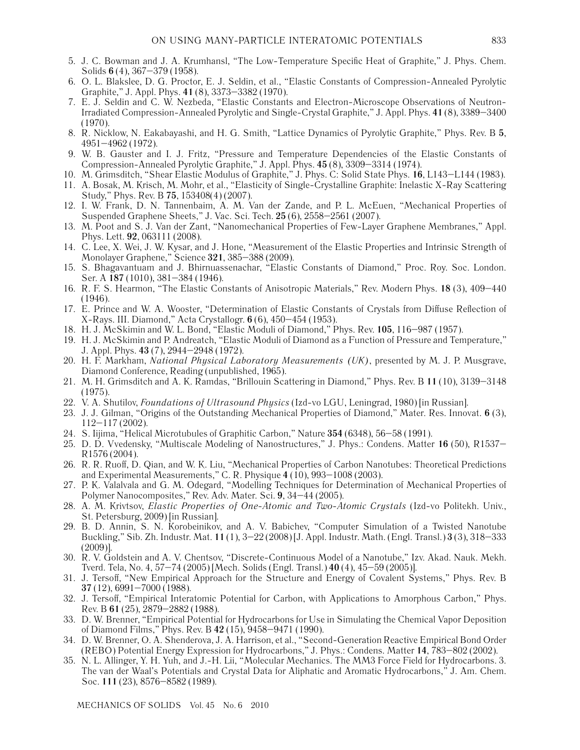5. J. C. Bowman and J. A. Krumhansl, "The Low-Temperature Specific Heat of Graphite," J. Phys. Chem. Solids **6** (4), 367–379 (1958).
6. O. L. Blakslee, D. G. Proctor, E. J. Seldin, et al., "Elastic Constants of Compression-Annealed Pyrolytic Graphite," J. Appl. Phys. **41** (8), 3373–3382 (1970).
7. E. J. Seldin and C. W. Nezbeda, "Elastic Constants and Electron-Microscope Observations of Neutron-Irradiated Compression-Annealed Pyrolytic and Single-Crystal Graphite," J. Appl. Phys. **41** (8), 3389–3400 (1970).
8. R. Nicklow, N. Eakabayashi, and H. G. Smith, "Lattice Dynamics of Pyrolytic Graphite," Phys. Rev. B **5**, 4951–4962 (1972).
9. W. B. Gauster and I. J. Fritz, "Pressure and Temperature Dependencies of the Elastic Constants of Compression-Annealed Pyrolytic Graphite," J. Appl. Phys. **45** (8), 3309–3314 (1974).
10. M. Grimsditch, "Shear Elastic Modulus of Graphite," J. Phys. C: Solid State Phys. **16**, L143–L144 (1983).
11. A. Bosak, M. Krisch, M. Mohr, et al., "Elasticity of Single-Crystalline Graphite: Inelastic X-Ray Scattering Study," Phys. Rev. B **75**, 153408(4) (2007).
12. I. W. Frank, D. N. Tannenbaim, A. M. Van der Zande, and P. L. McEuen, "Mechanical Properties of Suspended Graphene Sheets," J. Vac. Sci. Tech. **25** (6), 2558–2561 (2007).
13. M. Poot and S. J. Van der Zant, "Nanomechanical Properties of Few-Layer Graphene Membranes," Appl. Phys. Lett. **92**, 063111 (2008).
14. C. Lee, X. Wei, J. W. Kysar, and J. Hone, "Measurement of the Elastic Properties and Intrinsic Strength of Monolayer Graphene," Science **321**, 385–388 (2009).
15. S. Bhagavantuam and J. Bhirnuassenachar, "Elastic Constants of Diamond," Proc. Roy. Soc. London. Ser. A **187** (1010), 381–384 (1946).
16. R. F. S. Hearmon, "The Elastic Constants of Anisotropic Materials," Rev. Modern Phys. **18** (3), 409–440 (1946).
17. E. Prince and W. A. Wooster, "Determination of Elastic Constants of Crystals from Diffuse Reflection of X-Rays. III. Diamond," Acta Crystallogr. **6** (6), 450–454 (1953).
18. H. J. McSkimin and W. L. Bond, "Elastic Moduli of Diamond," Phys. Rev. **105**, 116–987 (1957).
19. H. J. McSkimin and P. Andreatch, "Elastic Moduli of Diamond as a Function of Pressure and Temperature," J. Appl. Phys. **43** (7), 2944–2948 (1972).
20. H. F. Markham, *National Physical Laboratory Measurements (UK)*, presented by M. J. P. Musgrave, Diamond Conference, Reading (unpublished, 1965).
21. M. H. Grimsditch and A. K. Ramdas, "Brillouin Scattering in Diamond," Phys. Rev. B **11** (10), 3139–3148 (1975).
22. V. A. Shutilov, *Foundations of Ultrasound Physics* (Izd-vo LGU, Leningrad, 1980) [in Russian].
23. J. J. Gilman, "Origins of the Outstanding Mechanical Properties of Diamond," Mater. Res. Innovat. **6** (3), 112–117 (2002).
24. S. Iijima, "Helical Microtubules of Graphitic Carbon," Nature **354** (6348), 56–58 (1991).
25. D. D. Vvedensky, "Multiscale Modeling of Nanostructures," J. Phys.: Condens. Matter **16** (50), R1537–R1576 (2004).
26. R. R. Ruoff, D. Qian, and W. K. Liu, "Mechanical Properties of Carbon Nanotubes: Theoretical Predictions and Experimental Measurements," C. R. Physique **4** (10), 993–1008 (2003).
27. P. K. Valalvala and G. M. Odegard, "Modelling Techniques for Determination of Mechanical Properties of Polymer Nanocomposites," Rev. Adv. Mater. Sci. **9**, 34–44 (2005).
28. A. M. Krivtsov, *Elastic Properties of One-Atomic and Two-Atomic Crystals* (Izd-vo Politekh. Univ., St. Petersburg, 2009) [in Russian].
29. B. D. Annin, S. N. Korobeinikov, and A. V. Babichev, "Computer Simulation of a Twisted Nanotube Buckling," Sib. Zh. Industr. Mat. **11** (1), 3–22 (2008) [J. Appl. Industr. Math. (Engl. Transl.) **3** (3), 318–333 (2009)].
30. R. V. Goldstein and A. V. Chentsov, "Discrete-Continuous Model of a Nanotube," Izv. Akad. Nauk. Mekh. Tverd. Tela, No. 4, 57–74 (2005) [Mech. Solids (Engl. Transl.) **40** (4), 45–59 (2005)].
31. J. Tersoff, "New Empirical Approach for the Structure and Energy of Covalent Systems," Phys. Rev. B **37** (12), 6991–7000 (1988).
32. J. Tersoff, "Empirical Interatomic Potential for Carbon, with Applications to Amorphous Carbon," Phys. Rev. B **61** (25), 2879–2882 (1988).
33. D. W. Brenner, "Empirical Potential for Hydrocarbons for Use in Simulating the Chemical Vapor Deposition of Diamond Films," Phys. Rev. B **42** (15), 9458–9471 (1990).
34. D. W. Brenner, O. A. Shenderova, J. A. Harrison, et al., "Second-Generation Reactive Empirical Bond Order (REBO) Potential Energy Expression for Hydrocarbons," J. Phys.: Condens. Matter **14**, 783–802 (2002).
35. N. L. Allinger, Y. H. Yuh, and J.-H. Lii, "Molecular Mechanics. The MM3 Force Field for Hydrocarbons. 3. The van der Waal's Potentials and Crystal Data for Aliphatic and Aromatic Hydrocarbons," J. Am. Chem. Soc. **111** (23), 8576–8582 (1989).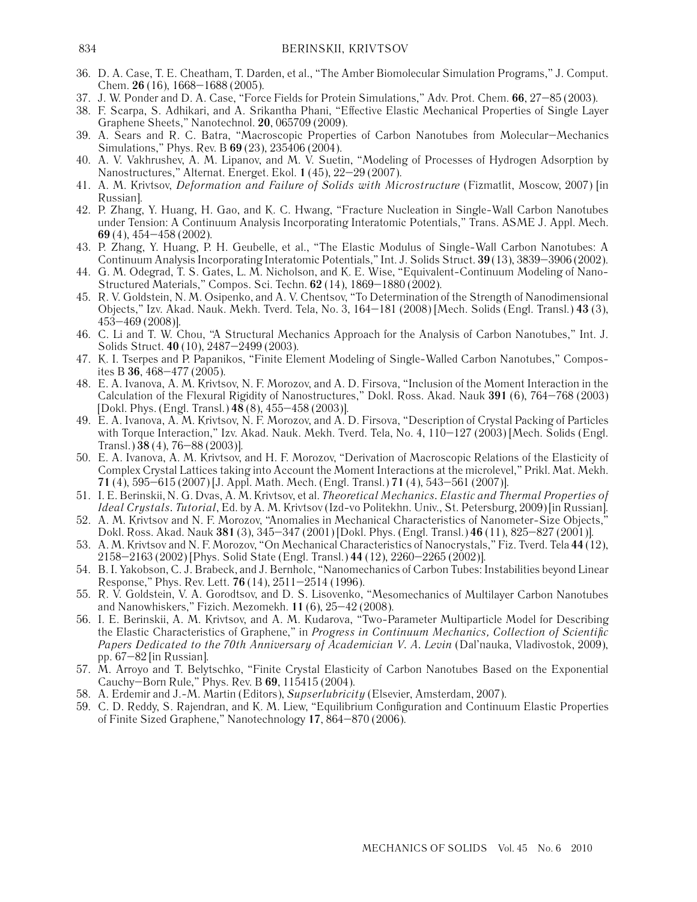36. D. A. Case, T. E. Cheatham, T. Darden, et al., "The Amber Biomolecular Simulation Programs," J. Comput. Chem. **26** (16), 1668–1688 (2005).
37. J. W. Ponder and D. A. Case, "Force Fields for Protein Simulations," Adv. Prot. Chem. **66**, 27–85 (2003).
38. F. Scarpa, S. Adhikari, and A. Srikantha Phani, "Effective Elastic Mechanical Properties of Single Layer Graphene Sheets," Nanotechnol. **20**, 065709 (2009).
39. A. Sears and R. C. Batra, "Macroscopic Properties of Carbon Nanotubes from Molecular–Mechanics Simulations," Phys. Rev. B **69** (23), 235406 (2004).
40. A. V. Vakhrushev, A. M. Lipanov, and M. V. Suetin, "Modeling of Processes of Hydrogen Adsorption by Nanostructures," Alternat. Energet. Ekol. **1** (45), 22–29 (2007).
41. A. M. Krivtsov, *Deformation and Failure of Solids with Microstructure* (Fizmatlit, Moscow, 2007) [in Russian].
42. P. Zhang, Y. Huang, H. Gao, and K. C. Hwang, "Fracture Nucleation in Single-Wall Carbon Nanotubes under Tension: A Continuum Analysis Incorporating Interatomic Potentials," Trans. ASME J. Appl. Mech. **69** (4), 454–458 (2002).
43. P. Zhang, Y. Huang, P. H. Geubelle, et al., "The Elastic Modulus of Single-Wall Carbon Nanotubes: A Continuum Analysis Incorporating Interatomic Potentials," Int. J. Solids Struct. **39** (13), 3839–3906 (2002).
44. G. M. Odegrad, T. S. Gates, L. M. Nicholson, and K. E. Wise, "Equivalent-Continuum Modeling of Nano-Structured Materials," Compos. Sci. Techn. **62** (14), 1869–1880 (2002).
45. R. V. Goldstein, N. M. Osipenko, and A. V. Chentsov, "To Determination of the Strength of Nanodimensional Objects," Izv. Akad. Nauk. Mekh. Tverd. Tela, No. 3, 164–181 (2008) [Mech. Solids (Engl. Transl.) **43** (3), 453–469 (2008)].
46. C. Li and T. W. Chou, "A Structural Mechanics Approach for the Analysis of Carbon Nanotubes," Int. J. Solids Struct. **40** (10), 2487–2499 (2003).
47. K. I. Tserpes and P. Papanikos, "Finite Element Modeling of Single-Walled Carbon Nanotubes," Composites B **36**, 468–477 (2005).
48. E. A. Ivanova, A. M. Krivtsov, N. F. Morozov, and A. D. Firsova, "Inclusion of the Moment Interaction in the Calculation of the Flexural Rigidity of Nanostructures," Dokl. Ross. Akad. Nauk **391** (6), 764–768 (2003) [Dokl. Phys. (Engl. Transl.) **48** (8), 455–458 (2003)].
49. E. A. Ivanova, A. M. Krivtsov, N. F. Morozov, and A. D. Firsova, "Description of Crystal Packing of Particles with Torque Interaction," Izv. Akad. Nauk. Mekh. Tverd. Tela, No. 4, 110–127 (2003) [Mech. Solids (Engl. Transl.) **38** (4), 76–88 (2003)].
50. E. A. Ivanova, A. M. Krivtsov, and H. F. Morozov, "Derivation of Macroscopic Relations of the Elasticity of Complex Crystal Lattices taking into Account the Moment Interactions at the microlevel," Prikl. Mat. Mekh. **71** (4), 595–615 (2007) [J. Appl. Math. Mech. (Engl. Transl.) **71** (4), 543–561 (2007)].
51. I. E. Berinskii, N. G. Dvas, A. M. Krivtsov, et al. *Theoretical Mechanics. Elastic and Thermal Properties of Ideal Crystals. Tutorial*, Ed. by A. M. Krivtsov (Izd-vo Politekhn. Univ., St. Petersburg, 2009) [in Russian].
52. A. M. Krivtsov and N. F. Morozov, "Anomalies in Mechanical Characteristics of Nanometer-Size Objects," Dokl. Ross. Akad. Nauk **381** (3), 345–347 (2001) [Dokl. Phys. (Engl. Transl.) **46** (11), 825–827 (2001)].
53. A. M. Krivtsov and N. F. Morozov, "On Mechanical Characteristics of Nanocrystals," Fiz. Tverd. Tela **44** (12), 2158–2163 (2002) [Phys. Solid State (Engl. Transl.) **44** (12), 2260–2265 (2002)].
54. B. I. Yakobson, C. J. Brabeck, and J. Bernholc, "Nanomechanics of Carbon Tubes: Instabilities beyond Linear Response," Phys. Rev. Lett. **76** (14), 2511–2514 (1996).
55. R. V. Goldstein, V. A. Gorodtsov, and D. S. Lisovenko, "Mesomechanics of Multilayer Carbon Nanotubes and Nanowhiskers," Fizich. Mezomekh. **11** (6), 25–42 (2008).
56. I. E. Berinskii, A. M. Krivtsov, and A. M. Kudarova, "Two-Parameter Multiparticle Model for Describing the Elastic Characteristics of Graphene," in *Progress in Continuum Mechanics, Collection of Scientific Papers Dedicated to the 70th Anniversary of Academician V. A. Levin* (Dal'nauka, Vladivostok, 2009), pp. 67–82 [in Russian].
57. M. Arroyo and T. Belytschko, "Finite Crystal Elasticity of Carbon Nanotubes Based on the Exponential Cauchy–Born Rule," Phys. Rev. B **69**, 115415 (2004).
58. A. Erdemir and J.-M. Martin (Editors), *Supserlubricity* (Elsevier, Amsterdam, 2007).
59. C. D. Reddy, S. Rajendran, and K. M. Liew, "Equilibrium Configuration and Continuum Elastic Properties of Finite Sized Graphene," Nanotechnology **17**, 864–870 (2006).